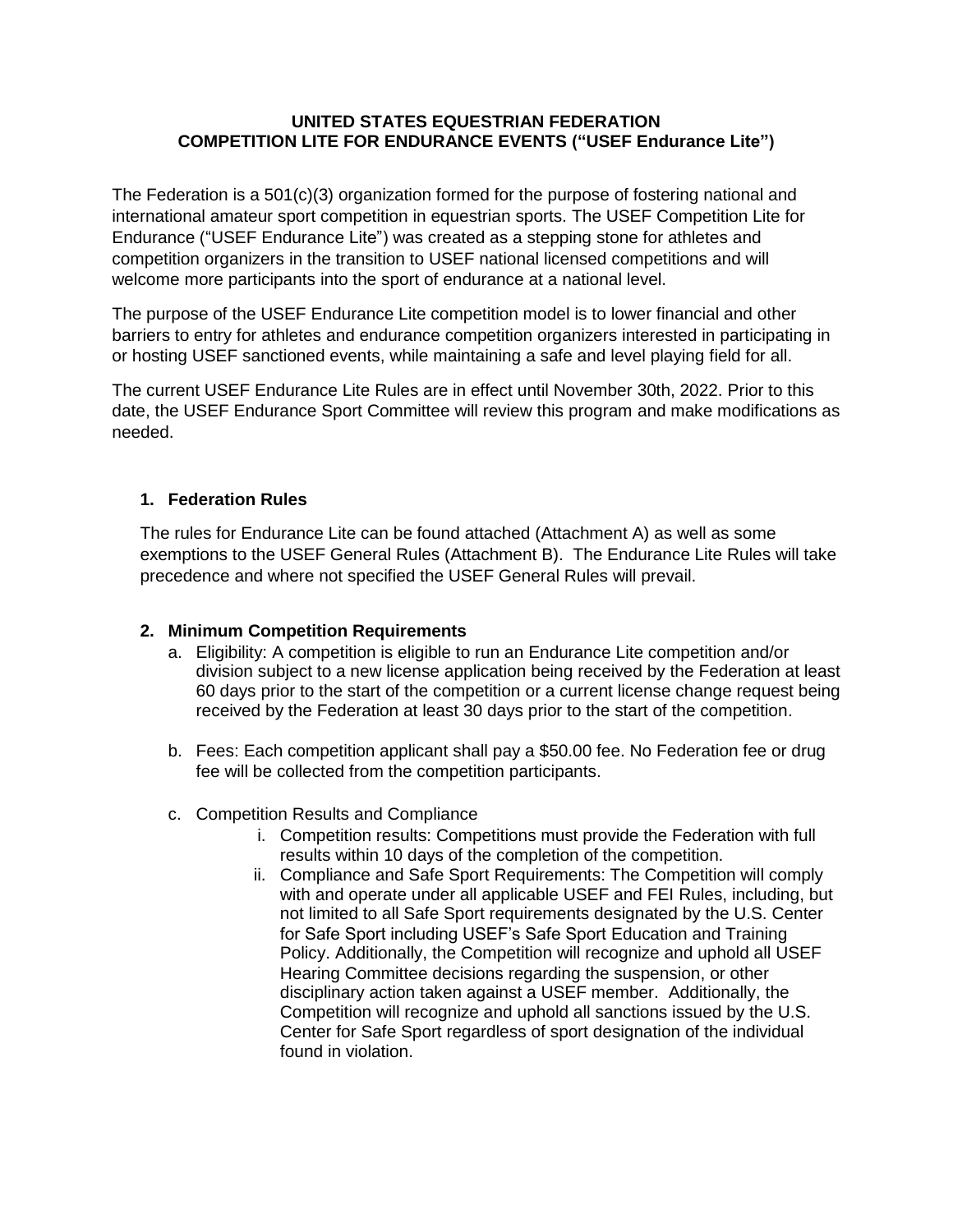# UNITED STATES EQUESTRIAN FEDERATION
# COMPETITION LITE FOR ENDURANCE EVENTS ("USEF Endurance Lite")

The Federation is a 501(c)(3) organization formed for the purpose of fostering national and international amateur sport competition in equestrian sports. The USEF Competition Lite for Endurance ("USEF Endurance Lite") was created as a stepping stone for athletes and competition organizers in the transition to USEF national licensed competitions and will welcome more participants into the sport of endurance at a national level.

The purpose of the USEF Endurance Lite competition model is to lower financial and other barriers to entry for athletes and endurance competition organizers interested in participating in or hosting USEF sanctioned events, while maintaining a safe and level playing field for all.

The current USEF Endurance Lite Rules are in effect until November 30th, 2022. Prior to this date, the USEF Endurance Sport Committee will review this program and make modifications as needed.

## 1. Federation Rules

The rules for Endurance Lite can be found attached (Attachment A) as well as some exemptions to the USEF General Rules (Attachment B). The Endurance Lite Rules will take precedence and where not specified the USEF General Rules will prevail.

## 2. Minimum Competition Requirements

a. Eligibility: A competition is eligible to run an Endurance Lite competition and/or division subject to a new license application being received by the Federation at least 60 days prior to the start of the competition or a current license change request being received by the Federation at least 30 days prior to the start of the competition.

b. Fees: Each competition applicant shall pay a $50.00 fee. No Federation fee or drug fee will be collected from the competition participants.

c. Competition Results and Compliance

   i. Competition results: Competitions must provide the Federation with full results within 10 days of the completion of the competition.

   ii. Compliance and Safe Sport Requirements: The Competition will comply with and operate under all applicable USEF and FEI Rules, including, but not limited to all Safe Sport requirements designated by the U.S. Center for Safe Sport including USEF's Safe Sport Education and Training Policy. Additionally, the Competition will recognize and uphold all USEF Hearing Committee decisions regarding the suspension, or other disciplinary action taken against a USEF member. Additionally, the Competition will recognize and uphold all sanctions issued by the U.S. Center for Safe Sport regardless of sport designation of the individual found in violation.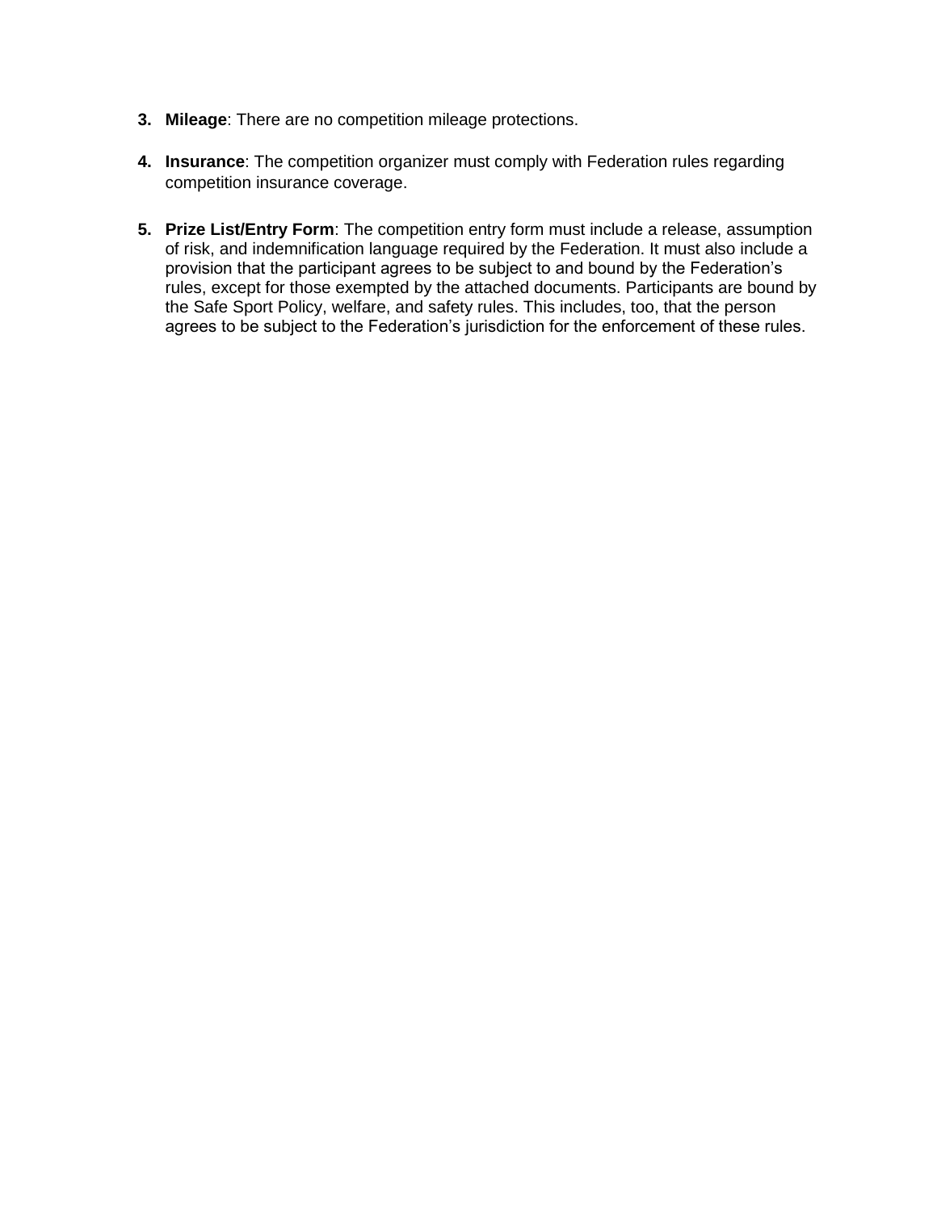3. **Mileage**: There are no competition mileage protections.

4. **Insurance**: The competition organizer must comply with Federation rules regarding competition insurance coverage.

5. **Prize List/Entry Form**: The competition entry form must include a release, assumption of risk, and indemnification language required by the Federation. It must also include a provision that the participant agrees to be subject to and bound by the Federation's rules, except for those exempted by the attached documents. Participants are bound by the Safe Sport Policy, welfare, and safety rules. This includes, too, that the person agrees to be subject to the Federation's jurisdiction for the enforcement of these rules.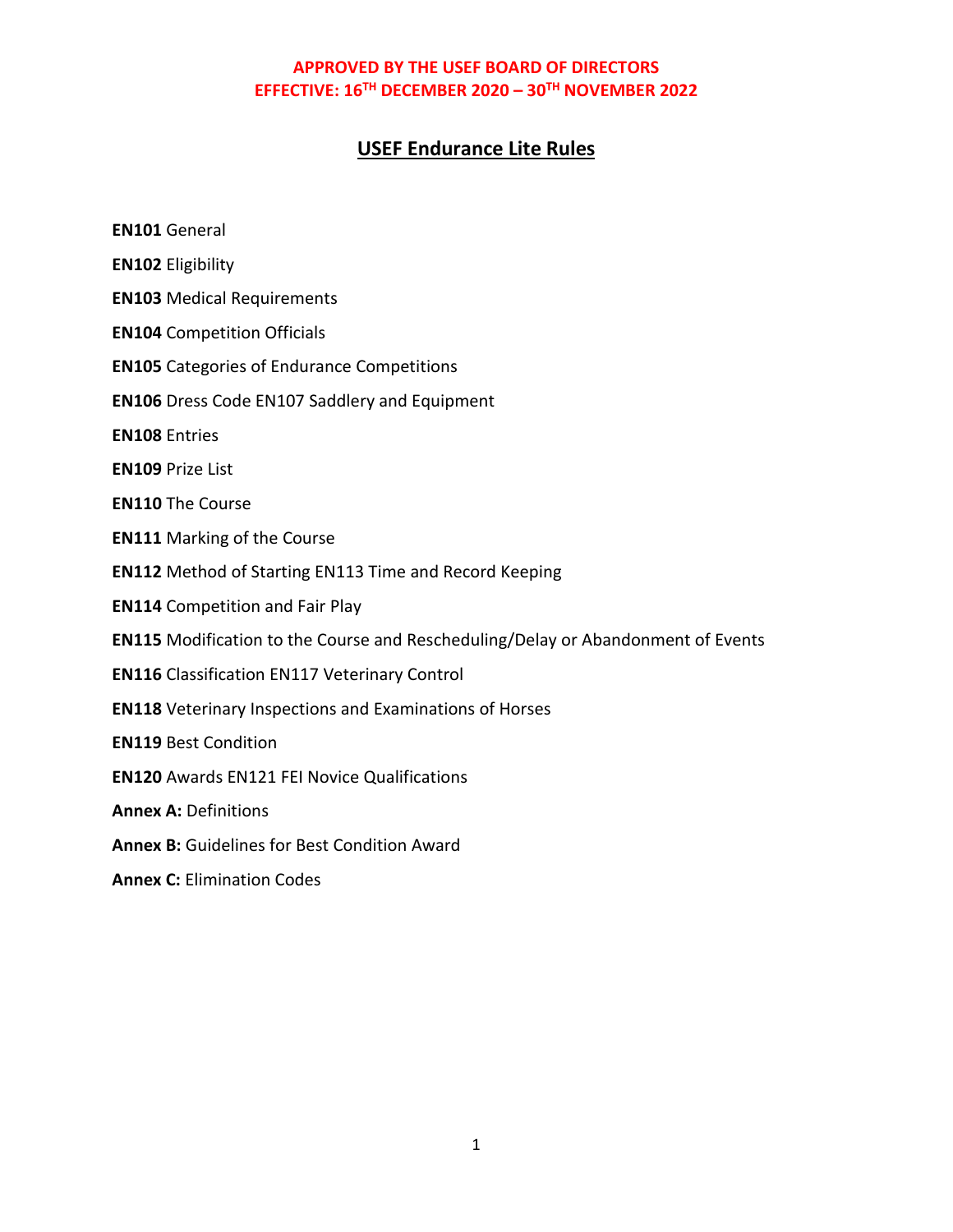**APPROVED BY THE USEF BOARD OF DIRECTORS**
**EFFECTIVE: 16TH DECEMBER 2020 – 30TH NOVEMBER 2022**

# USEF Endurance Lite Rules

**EN101** General

**EN102** Eligibility

**EN103** Medical Requirements

**EN104** Competition Officials

**EN105** Categories of Endurance Competitions

**EN106** Dress Code EN107 Saddlery and Equipment

**EN108** Entries

**EN109** Prize List

**EN110** The Course

**EN111** Marking of the Course

**EN112** Method of Starting EN113 Time and Record Keeping

**EN114** Competition and Fair Play

**EN115** Modification to the Course and Rescheduling/Delay or Abandonment of Events

**EN116** Classification EN117 Veterinary Control

**EN118** Veterinary Inspections and Examinations of Horses

**EN119** Best Condition

**EN120** Awards EN121 FEI Novice Qualifications

**Annex A:** Definitions

**Annex B:** Guidelines for Best Condition Award

**Annex C:** Elimination Codes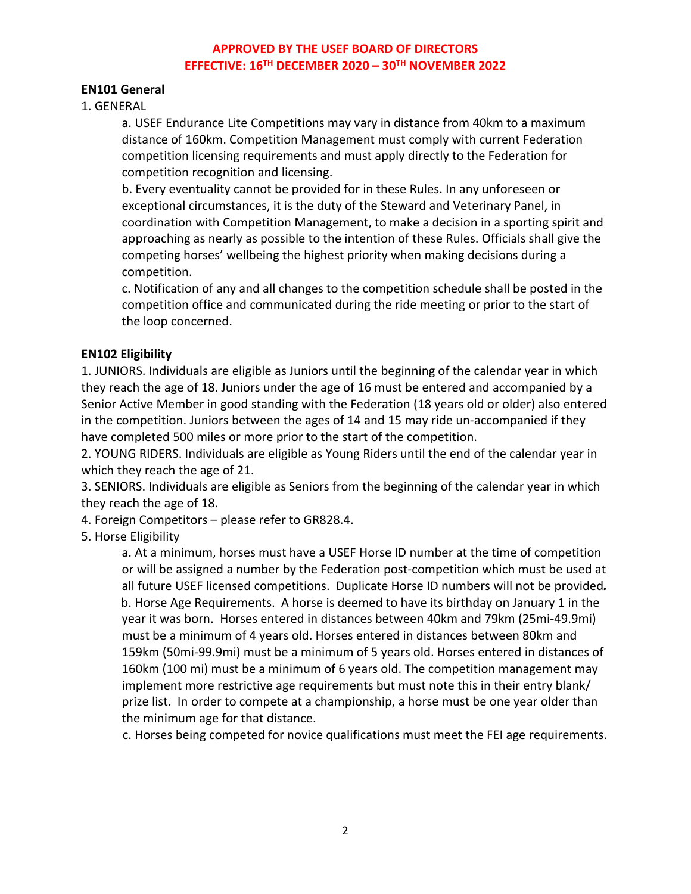**APPROVED BY THE USEF BOARD OF DIRECTORS**
**EFFECTIVE: 16TH DECEMBER 2020 – 30TH NOVEMBER 2022**

**EN101 General**

1. GENERAL

a. USEF Endurance Lite Competitions may vary in distance from 40km to a maximum distance of 160km. Competition Management must comply with current Federation competition licensing requirements and must apply directly to the Federation for competition recognition and licensing.

b. Every eventuality cannot be provided for in these Rules. In any unforeseen or exceptional circumstances, it is the duty of the Steward and Veterinary Panel, in coordination with Competition Management, to make a decision in a sporting spirit and approaching as nearly as possible to the intention of these Rules. Officials shall give the competing horses' wellbeing the highest priority when making decisions during a competition.

c. Notification of any and all changes to the competition schedule shall be posted in the competition office and communicated during the ride meeting or prior to the start of the loop concerned.

**EN102 Eligibility**

1. JUNIORS. Individuals are eligible as Juniors until the beginning of the calendar year in which they reach the age of 18. Juniors under the age of 16 must be entered and accompanied by a Senior Active Member in good standing with the Federation (18 years old or older) also entered in the competition. Juniors between the ages of 14 and 15 may ride un-accompanied if they have completed 500 miles or more prior to the start of the competition.
2. YOUNG RIDERS. Individuals are eligible as Young Riders until the end of the calendar year in which they reach the age of 21.
3. SENIORS. Individuals are eligible as Seniors from the beginning of the calendar year in which they reach the age of 18.
4. Foreign Competitors – please refer to GR828.4.
5. Horse Eligibility

a. At a minimum, horses must have a USEF Horse ID number at the time of competition or will be assigned a number by the Federation post-competition which must be used at all future USEF licensed competitions. Duplicate Horse ID numbers will not be provided*.*

b. Horse Age Requirements. A horse is deemed to have its birthday on January 1 in the year it was born. Horses entered in distances between 40km and 79km (25mi-49.9mi) must be a minimum of 4 years old. Horses entered in distances between 80km and 159km (50mi-99.9mi) must be a minimum of 5 years old. Horses entered in distances of 160km (100 mi) must be a minimum of 6 years old. The competition management may implement more restrictive age requirements but must note this in their entry blank/ prize list. In order to compete at a championship, a horse must be one year older than the minimum age for that distance.

c. Horses being competed for novice qualifications must meet the FEI age requirements.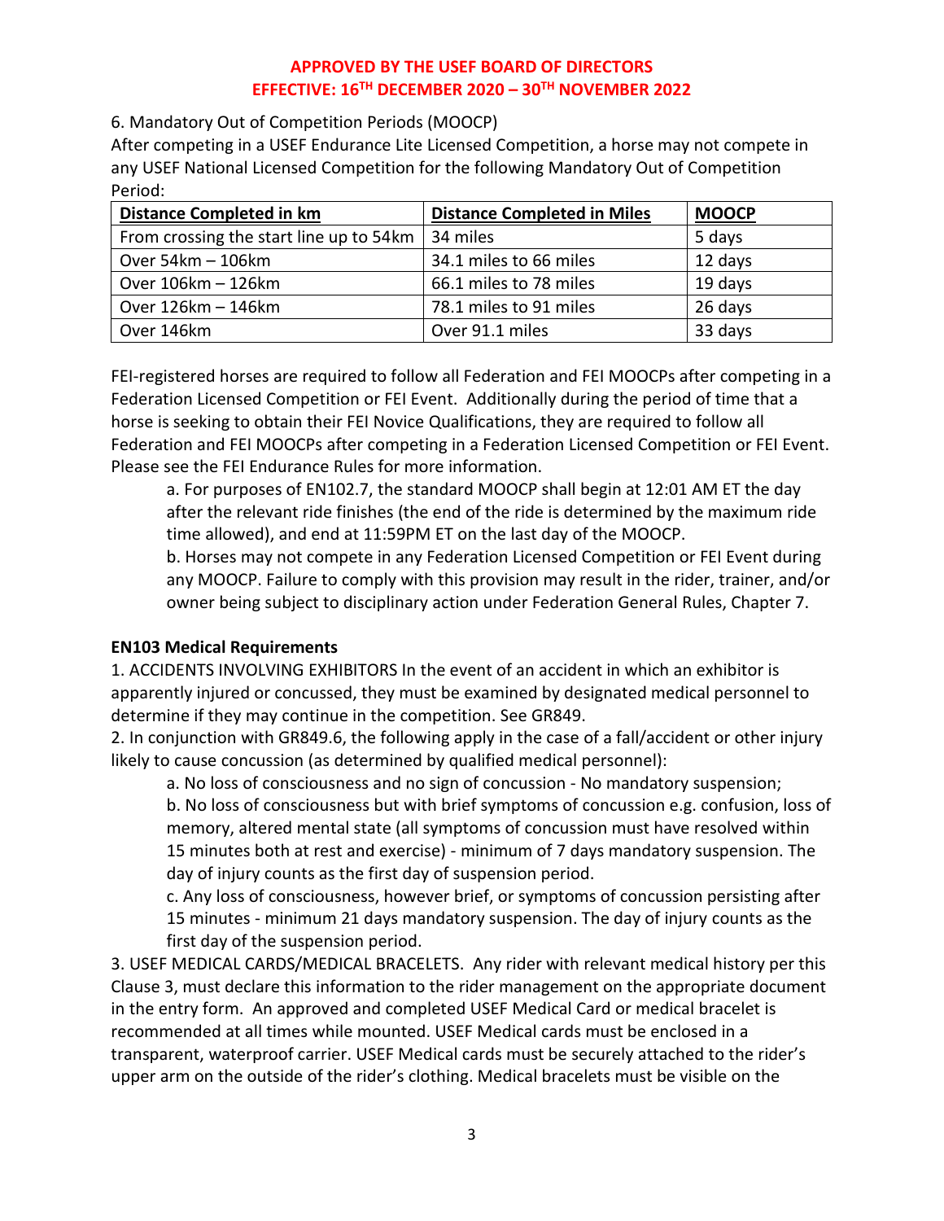6. Mandatory Out of Competition Periods (MOOCP)

After competing in a USEF Endurance Lite Licensed Competition, a horse may not compete in any USEF National Licensed Competition for the following Mandatory Out of Competition Period:

| Distance Completed in km | Distance Completed in Miles | MOOCP |
|---|---|---|
| From crossing the start line up to 54km | 34 miles | 5 days |
| Over 54km – 106km | 34.1 miles to 66 miles | 12 days |
| Over 106km – 126km | 66.1 miles to 78 miles | 19 days |
| Over 126km – 146km | 78.1 miles to 91 miles | 26 days |
| Over 146km | Over 91.1 miles | 33 days |

FEI-registered horses are required to follow all Federation and FEI MOOCPs after competing in a Federation Licensed Competition or FEI Event. Additionally during the period of time that a horse is seeking to obtain their FEI Novice Qualifications, they are required to follow all Federation and FEI MOOCPs after competing in a Federation Licensed Competition or FEI Event. Please see the FEI Endurance Rules for more information.

a. For purposes of EN102.7, the standard MOOCP shall begin at 12:01 AM ET the day after the relevant ride finishes (the end of the ride is determined by the maximum ride time allowed), and end at 11:59PM ET on the last day of the MOOCP.

b. Horses may not compete in any Federation Licensed Competition or FEI Event during any MOOCP. Failure to comply with this provision may result in the rider, trainer, and/or owner being subject to disciplinary action under Federation General Rules, Chapter 7.

**EN103 Medical Requirements**

1. ACCIDENTS INVOLVING EXHIBITORS In the event of an accident in which an exhibitor is apparently injured or concussed, they must be examined by designated medical personnel to determine if they may continue in the competition. See GR849.

2. In conjunction with GR849.6, the following apply in the case of a fall/accident or other injury likely to cause concussion (as determined by qualified medical personnel):

a. No loss of consciousness and no sign of concussion - No mandatory suspension;

b. No loss of consciousness but with brief symptoms of concussion e.g. confusion, loss of memory, altered mental state (all symptoms of concussion must have resolved within 15 minutes both at rest and exercise) - minimum of 7 days mandatory suspension. The day of injury counts as the first day of suspension period.

c. Any loss of consciousness, however brief, or symptoms of concussion persisting after 15 minutes - minimum 21 days mandatory suspension. The day of injury counts as the first day of the suspension period.

3. USEF MEDICAL CARDS/MEDICAL BRACELETS. Any rider with relevant medical history per this Clause 3, must declare this information to the rider management on the appropriate document in the entry form. An approved and completed USEF Medical Card or medical bracelet is recommended at all times while mounted. USEF Medical cards must be enclosed in a transparent, waterproof carrier. USEF Medical cards must be securely attached to the rider's upper arm on the outside of the rider's clothing. Medical bracelets must be visible on the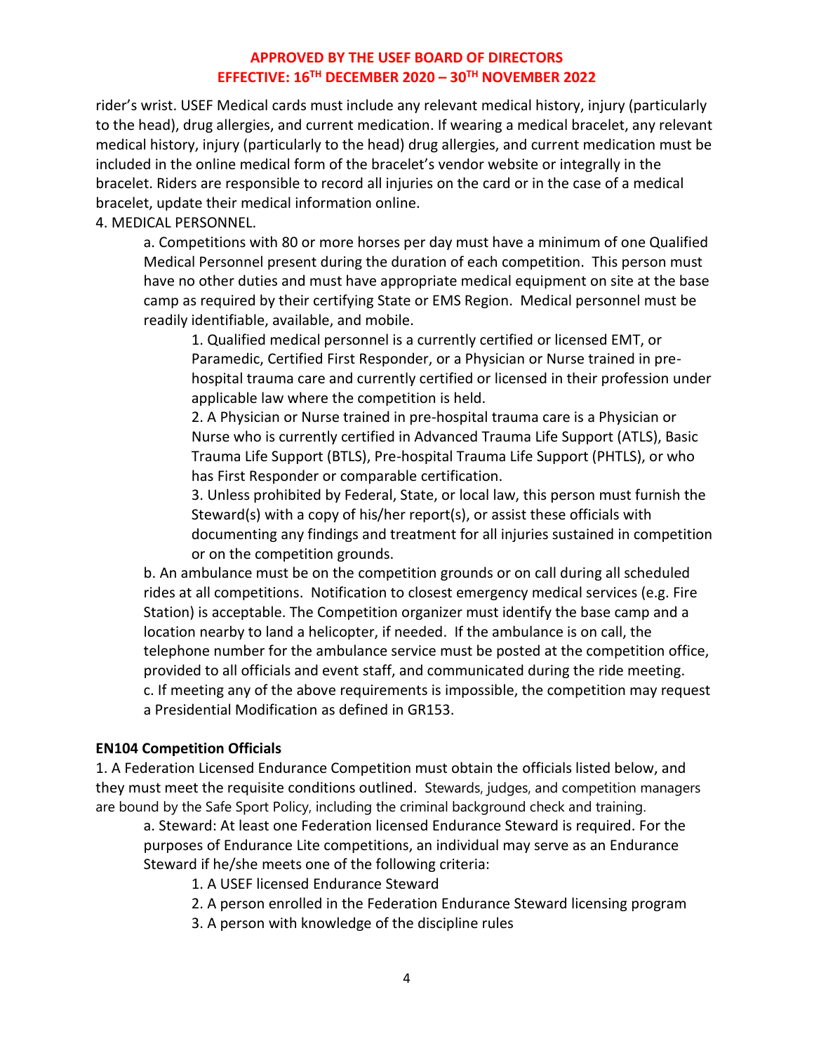rider's wrist. USEF Medical cards must include any relevant medical history, injury (particularly to the head), drug allergies, and current medication. If wearing a medical bracelet, any relevant medical history, injury (particularly to the head) drug allergies, and current medication must be included in the online medical form of the bracelet's vendor website or integrally in the bracelet. Riders are responsible to record all injuries on the card or in the case of a medical bracelet, update their medical information online.

4. MEDICAL PERSONNEL.

a. Competitions with 80 or more horses per day must have a minimum of one Qualified Medical Personnel present during the duration of each competition. This person must have no other duties and must have appropriate medical equipment on site at the base camp as required by their certifying State or EMS Region. Medical personnel must be readily identifiable, available, and mobile.

1. Qualified medical personnel is a currently certified or licensed EMT, or Paramedic, Certified First Responder, or a Physician or Nurse trained in pre-hospital trauma care and currently certified or licensed in their profession under applicable law where the competition is held.
2. A Physician or Nurse trained in pre-hospital trauma care is a Physician or Nurse who is currently certified in Advanced Trauma Life Support (ATLS), Basic Trauma Life Support (BTLS), Pre-hospital Trauma Life Support (PHTLS), or who has First Responder or comparable certification.
3. Unless prohibited by Federal, State, or local law, this person must furnish the Steward(s) with a copy of his/her report(s), or assist these officials with documenting any findings and treatment for all injuries sustained in competition or on the competition grounds.

b. An ambulance must be on the competition grounds or on call during all scheduled rides at all competitions. Notification to closest emergency medical services (e.g. Fire Station) is acceptable. The Competition organizer must identify the base camp and a location nearby to land a helicopter, if needed. If the ambulance is on call, the telephone number for the ambulance service must be posted at the competition office, provided to all officials and event staff, and communicated during the ride meeting.

c. If meeting any of the above requirements is impossible, the competition may request a Presidential Modification as defined in GR153.

**EN104 Competition Officials**

1. A Federation Licensed Endurance Competition must obtain the officials listed below, and they must meet the requisite conditions outlined. Stewards, judges, and competition managers are bound by the Safe Sport Policy, including the criminal background check and training.

a. Steward: At least one Federation licensed Endurance Steward is required. For the purposes of Endurance Lite competitions, an individual may serve as an Endurance Steward if he/she meets one of the following criteria:

1. A USEF licensed Endurance Steward
2. A person enrolled in the Federation Endurance Steward licensing program
3. A person with knowledge of the discipline rules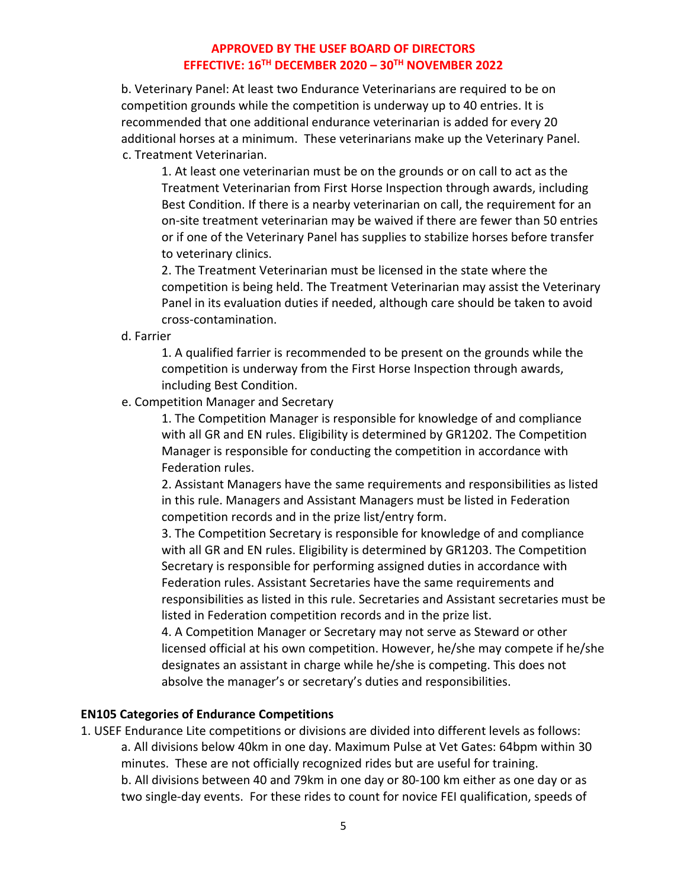b. Veterinary Panel: At least two Endurance Veterinarians are required to be on competition grounds while the competition is underway up to 40 entries. It is recommended that one additional endurance veterinarian is added for every 20 additional horses at a minimum. These veterinarians make up the Veterinary Panel.

c. Treatment Veterinarian.

1. At least one veterinarian must be on the grounds or on call to act as the Treatment Veterinarian from First Horse Inspection through awards, including Best Condition. If there is a nearby veterinarian on call, the requirement for an on-site treatment veterinarian may be waived if there are fewer than 50 entries or if one of the Veterinary Panel has supplies to stabilize horses before transfer to veterinary clinics.
2. The Treatment Veterinarian must be licensed in the state where the competition is being held. The Treatment Veterinarian may assist the Veterinary Panel in its evaluation duties if needed, although care should be taken to avoid cross-contamination.

d. Farrier

1. A qualified farrier is recommended to be present on the grounds while the competition is underway from the First Horse Inspection through awards, including Best Condition.

e. Competition Manager and Secretary

1. The Competition Manager is responsible for knowledge of and compliance with all GR and EN rules. Eligibility is determined by GR1202. The Competition Manager is responsible for conducting the competition in accordance with Federation rules.
2. Assistant Managers have the same requirements and responsibilities as listed in this rule. Managers and Assistant Managers must be listed in Federation competition records and in the prize list/entry form.
3. The Competition Secretary is responsible for knowledge of and compliance with all GR and EN rules. Eligibility is determined by GR1203. The Competition Secretary is responsible for performing assigned duties in accordance with Federation rules. Assistant Secretaries have the same requirements and responsibilities as listed in this rule. Secretaries and Assistant secretaries must be listed in Federation competition records and in the prize list.
4. A Competition Manager or Secretary may not serve as Steward or other licensed official at his own competition. However, he/she may compete if he/she designates an assistant in charge while he/she is competing. This does not absolve the manager's or secretary's duties and responsibilities.

**EN105 Categories of Endurance Competitions**

1. USEF Endurance Lite competitions or divisions are divided into different levels as follows:

a. All divisions below 40km in one day. Maximum Pulse at Vet Gates: 64bpm within 30 minutes. These are not officially recognized rides but are useful for training.

b. All divisions between 40 and 79km in one day or 80-100 km either as one day or as two single-day events. For these rides to count for novice FEI qualification, speeds of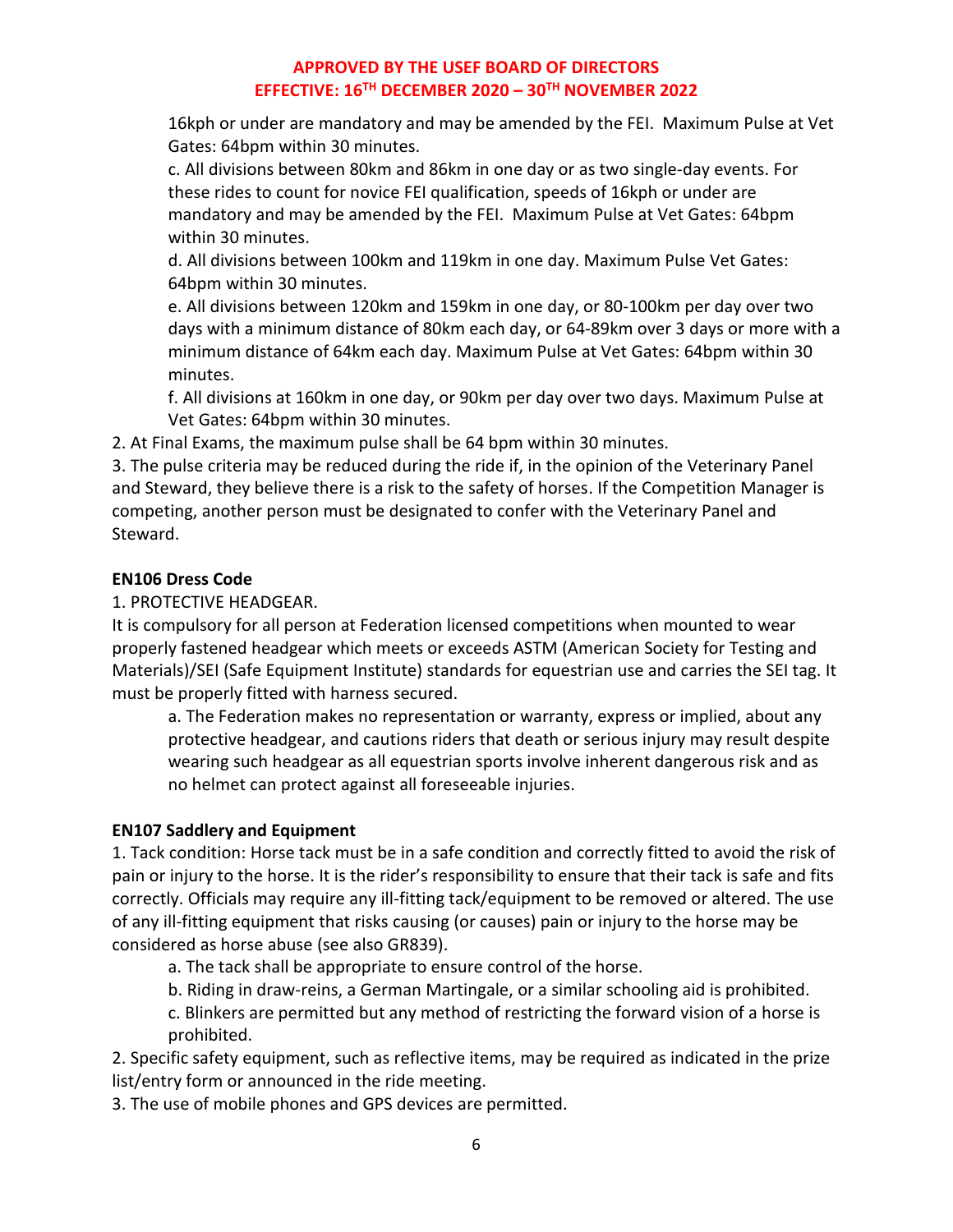16kph or under are mandatory and may be amended by the FEI. Maximum Pulse at Vet Gates: 64bpm within 30 minutes.

c. All divisions between 80km and 86km in one day or as two single-day events. For these rides to count for novice FEI qualification, speeds of 16kph or under are mandatory and may be amended by the FEI. Maximum Pulse at Vet Gates: 64bpm within 30 minutes.

d. All divisions between 100km and 119km in one day. Maximum Pulse Vet Gates: 64bpm within 30 minutes.

e. All divisions between 120km and 159km in one day, or 80-100km per day over two days with a minimum distance of 80km each day, or 64-89km over 3 days or more with a minimum distance of 64km each day. Maximum Pulse at Vet Gates: 64bpm within 30 minutes.

f. All divisions at 160km in one day, or 90km per day over two days. Maximum Pulse at Vet Gates: 64bpm within 30 minutes.

2. At Final Exams, the maximum pulse shall be 64 bpm within 30 minutes.

3. The pulse criteria may be reduced during the ride if, in the opinion of the Veterinary Panel and Steward, they believe there is a risk to the safety of horses. If the Competition Manager is competing, another person must be designated to confer with the Veterinary Panel and Steward.

**EN106 Dress Code**

1. PROTECTIVE HEADGEAR.

It is compulsory for all person at Federation licensed competitions when mounted to wear properly fastened headgear which meets or exceeds ASTM (American Society for Testing and Materials)/SEI (Safe Equipment Institute) standards for equestrian use and carries the SEI tag. It must be properly fitted with harness secured.

a. The Federation makes no representation or warranty, express or implied, about any protective headgear, and cautions riders that death or serious injury may result despite wearing such headgear as all equestrian sports involve inherent dangerous risk and as no helmet can protect against all foreseeable injuries.

**EN107 Saddlery and Equipment**

1. Tack condition: Horse tack must be in a safe condition and correctly fitted to avoid the risk of pain or injury to the horse. It is the rider's responsibility to ensure that their tack is safe and fits correctly. Officials may require any ill-fitting tack/equipment to be removed or altered. The use of any ill-fitting equipment that risks causing (or causes) pain or injury to the horse may be considered as horse abuse (see also GR839).

a. The tack shall be appropriate to ensure control of the horse.

b. Riding in draw-reins, a German Martingale, or a similar schooling aid is prohibited.

c. Blinkers are permitted but any method of restricting the forward vision of a horse is prohibited.

2. Specific safety equipment, such as reflective items, may be required as indicated in the prize list/entry form or announced in the ride meeting.

3. The use of mobile phones and GPS devices are permitted.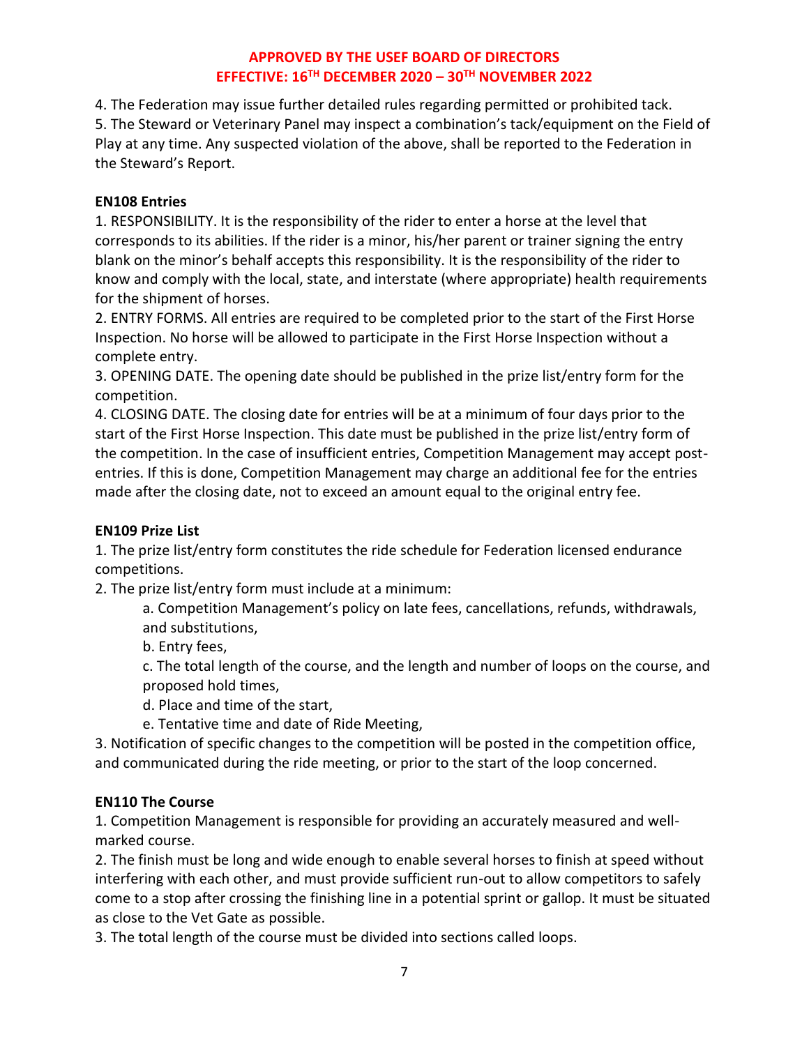4. The Federation may issue further detailed rules regarding permitted or prohibited tack.
5. The Steward or Veterinary Panel may inspect a combination's tack/equipment on the Field of Play at any time. Any suspected violation of the above, shall be reported to the Federation in the Steward's Report.

**EN108 Entries**

1. RESPONSIBILITY. It is the responsibility of the rider to enter a horse at the level that corresponds to its abilities. If the rider is a minor, his/her parent or trainer signing the entry blank on the minor's behalf accepts this responsibility. It is the responsibility of the rider to know and comply with the local, state, and interstate (where appropriate) health requirements for the shipment of horses.
2. ENTRY FORMS. All entries are required to be completed prior to the start of the First Horse Inspection. No horse will be allowed to participate in the First Horse Inspection without a complete entry.
3. OPENING DATE. The opening date should be published in the prize list/entry form for the competition.
4. CLOSING DATE. The closing date for entries will be at a minimum of four days prior to the start of the First Horse Inspection. This date must be published in the prize list/entry form of the competition. In the case of insufficient entries, Competition Management may accept post-entries. If this is done, Competition Management may charge an additional fee for the entries made after the closing date, not to exceed an amount equal to the original entry fee.

**EN109 Prize List**

1. The prize list/entry form constitutes the ride schedule for Federation licensed endurance competitions.
2. The prize list/entry form must include at a minimum:
   a. Competition Management's policy on late fees, cancellations, refunds, withdrawals, and substitutions,
   b. Entry fees,
   c. The total length of the course, and the length and number of loops on the course, and proposed hold times,
   d. Place and time of the start,
   e. Tentative time and date of Ride Meeting,
3. Notification of specific changes to the competition will be posted in the competition office, and communicated during the ride meeting, or prior to the start of the loop concerned.

**EN110 The Course**

1. Competition Management is responsible for providing an accurately measured and well-marked course.
2. The finish must be long and wide enough to enable several horses to finish at speed without interfering with each other, and must provide sufficient run-out to allow competitors to safely come to a stop after crossing the finishing line in a potential sprint or gallop. It must be situated as close to the Vet Gate as possible.
3. The total length of the course must be divided into sections called loops.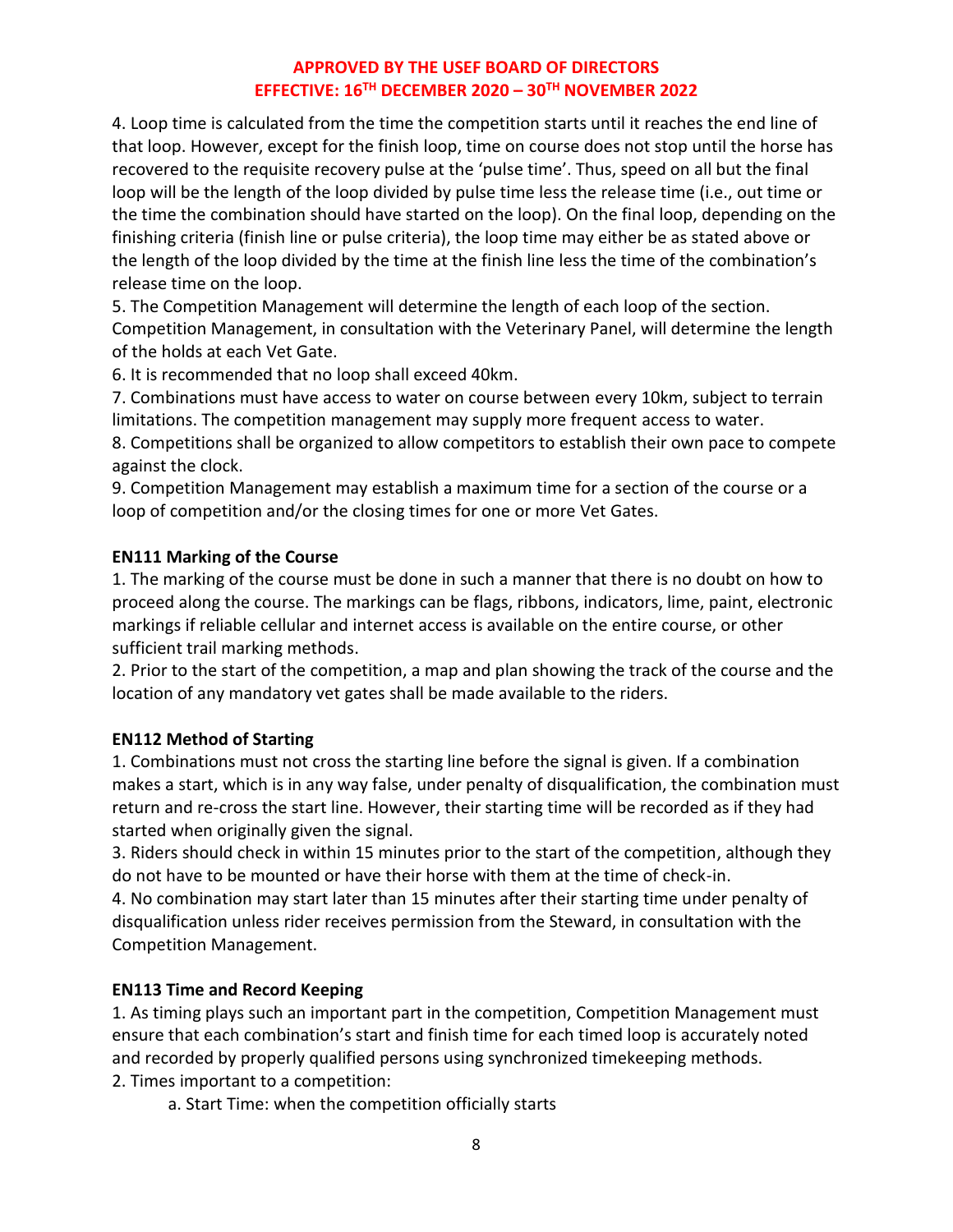4. Loop time is calculated from the time the competition starts until it reaches the end line of that loop. However, except for the finish loop, time on course does not stop until the horse has recovered to the requisite recovery pulse at the 'pulse time'. Thus, speed on all but the final loop will be the length of the loop divided by pulse time less the release time (i.e., out time or the time the combination should have started on the loop). On the final loop, depending on the finishing criteria (finish line or pulse criteria), the loop time may either be as stated above or the length of the loop divided by the time at the finish line less the time of the combination's release time on the loop.

5. The Competition Management will determine the length of each loop of the section. Competition Management, in consultation with the Veterinary Panel, will determine the length of the holds at each Vet Gate.

6. It is recommended that no loop shall exceed 40km.

7. Combinations must have access to water on course between every 10km, subject to terrain limitations. The competition management may supply more frequent access to water.

8. Competitions shall be organized to allow competitors to establish their own pace to compete against the clock.

9. Competition Management may establish a maximum time for a section of the course or a loop of competition and/or the closing times for one or more Vet Gates.

**EN111 Marking of the Course**

1. The marking of the course must be done in such a manner that there is no doubt on how to proceed along the course. The markings can be flags, ribbons, indicators, lime, paint, electronic markings if reliable cellular and internet access is available on the entire course, or other sufficient trail marking methods.

2. Prior to the start of the competition, a map and plan showing the track of the course and the location of any mandatory vet gates shall be made available to the riders.

**EN112 Method of Starting**

1. Combinations must not cross the starting line before the signal is given. If a combination makes a start, which is in any way false, under penalty of disqualification, the combination must return and re-cross the start line. However, their starting time will be recorded as if they had started when originally given the signal.

3. Riders should check in within 15 minutes prior to the start of the competition, although they do not have to be mounted or have their horse with them at the time of check-in.

4. No combination may start later than 15 minutes after their starting time under penalty of disqualification unless rider receives permission from the Steward, in consultation with the Competition Management.

**EN113 Time and Record Keeping**

1. As timing plays such an important part in the competition, Competition Management must ensure that each combination's start and finish time for each timed loop is accurately noted and recorded by properly qualified persons using synchronized timekeeping methods.

2. Times important to a competition:

   a. Start Time: when the competition officially starts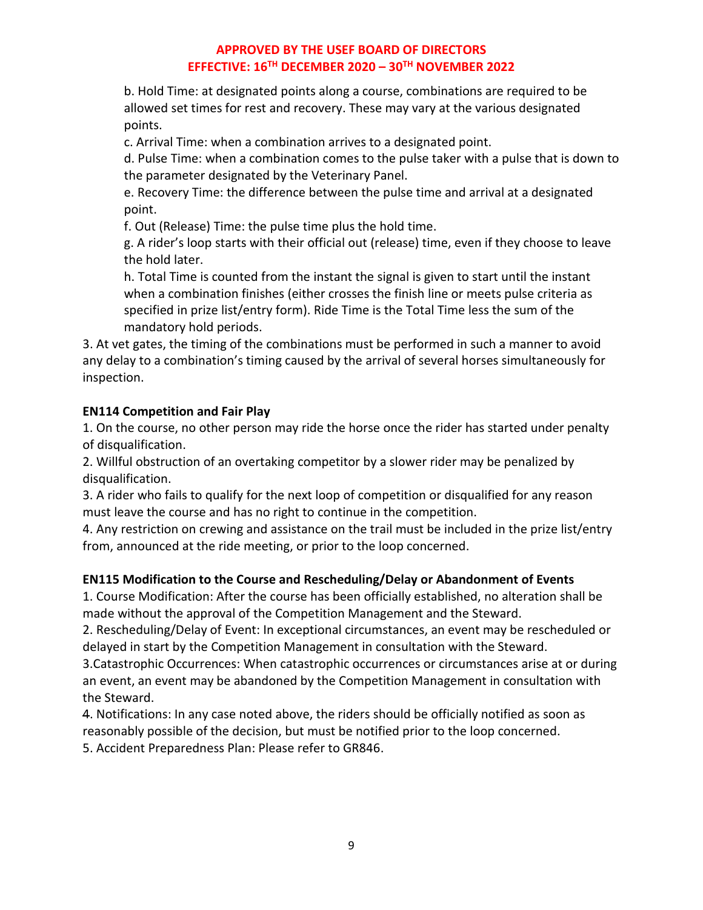b. Hold Time: at designated points along a course, combinations are required to be allowed set times for rest and recovery. These may vary at the various designated points.

c. Arrival Time: when a combination arrives to a designated point.

d. Pulse Time: when a combination comes to the pulse taker with a pulse that is down to the parameter designated by the Veterinary Panel.

e. Recovery Time: the difference between the pulse time and arrival at a designated point.

f. Out (Release) Time: the pulse time plus the hold time.

g. A rider's loop starts with their official out (release) time, even if they choose to leave the hold later.

h. Total Time is counted from the instant the signal is given to start until the instant when a combination finishes (either crosses the finish line or meets pulse criteria as specified in prize list/entry form). Ride Time is the Total Time less the sum of the mandatory hold periods.

3. At vet gates, the timing of the combinations must be performed in such a manner to avoid any delay to a combination's timing caused by the arrival of several horses simultaneously for inspection.

**EN114 Competition and Fair Play**

1. On the course, no other person may ride the horse once the rider has started under penalty of disqualification.
2. Willful obstruction of an overtaking competitor by a slower rider may be penalized by disqualification.
3. A rider who fails to qualify for the next loop of competition or disqualified for any reason must leave the course and has no right to continue in the competition.
4. Any restriction on crewing and assistance on the trail must be included in the prize list/entry from, announced at the ride meeting, or prior to the loop concerned.

**EN115 Modification to the Course and Rescheduling/Delay or Abandonment of Events**

1. Course Modification: After the course has been officially established, no alteration shall be made without the approval of the Competition Management and the Steward.
2. Rescheduling/Delay of Event: In exceptional circumstances, an event may be rescheduled or delayed in start by the Competition Management in consultation with the Steward.
3. Catastrophic Occurrences: When catastrophic occurrences or circumstances arise at or during an event, an event may be abandoned by the Competition Management in consultation with the Steward.
4. Notifications: In any case noted above, the riders should be officially notified as soon as reasonably possible of the decision, but must be notified prior to the loop concerned.
5. Accident Preparedness Plan: Please refer to GR846.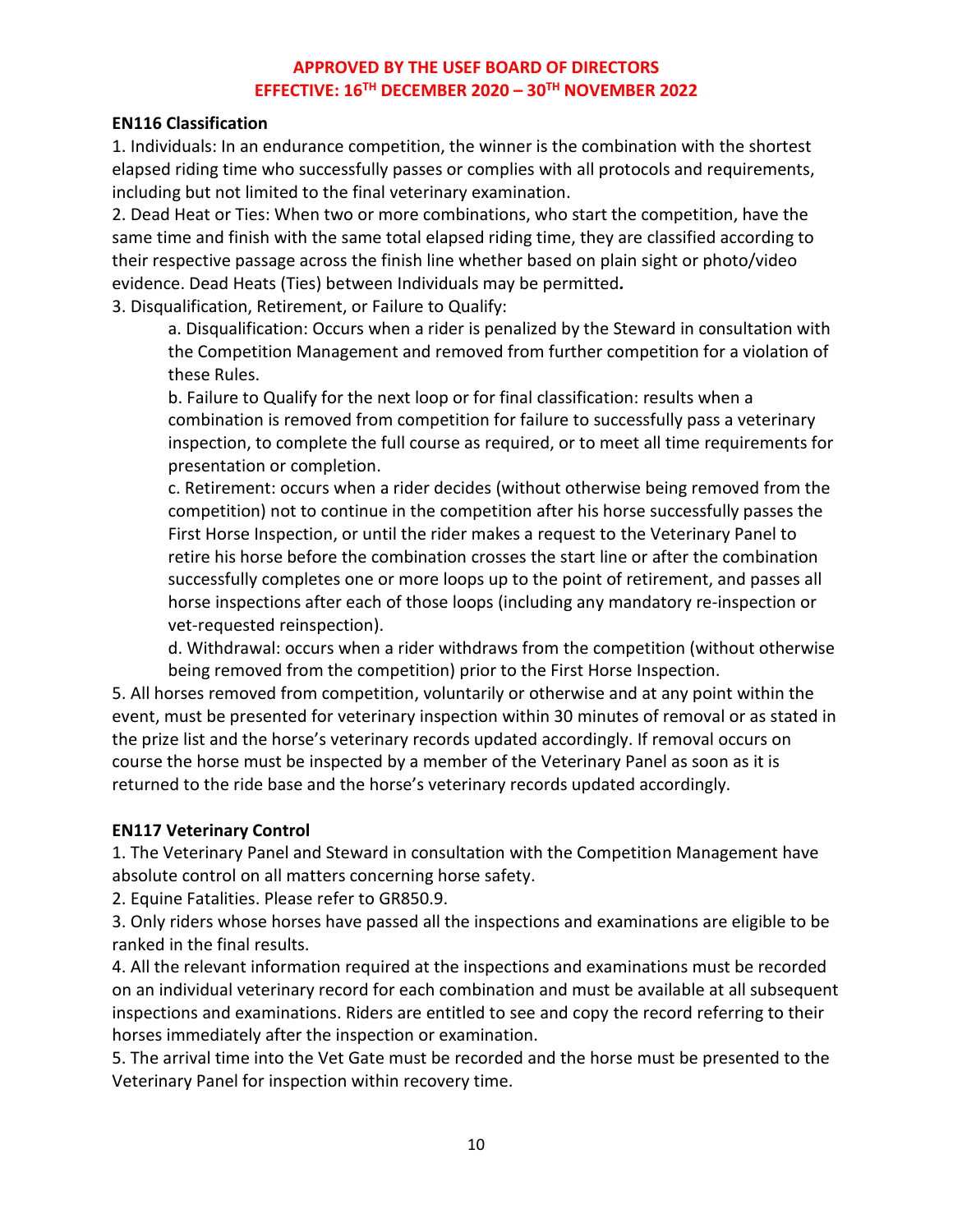**APPROVED BY THE USEF BOARD OF DIRECTORS**
**EFFECTIVE: 16TH DECEMBER 2020 – 30TH NOVEMBER 2022**

**EN116 Classification**

1. Individuals: In an endurance competition, the winner is the combination with the shortest elapsed riding time who successfully passes or complies with all protocols and requirements, including but not limited to the final veterinary examination.
2. Dead Heat or Ties: When two or more combinations, who start the competition, have the same time and finish with the same total elapsed riding time, they are classified according to their respective passage across the finish line whether based on plain sight or photo/video evidence. Dead Heats (Ties) between Individuals may be permitted*.*
3. Disqualification, Retirement, or Failure to Qualify:
    a. Disqualification: Occurs when a rider is penalized by the Steward in consultation with the Competition Management and removed from further competition for a violation of these Rules.
    b. Failure to Qualify for the next loop or for final classification: results when a combination is removed from competition for failure to successfully pass a veterinary inspection, to complete the full course as required, or to meet all time requirements for presentation or completion.
    c. Retirement: occurs when a rider decides (without otherwise being removed from the competition) not to continue in the competition after his horse successfully passes the First Horse Inspection, or until the rider makes a request to the Veterinary Panel to retire his horse before the combination crosses the start line or after the combination successfully completes one or more loops up to the point of retirement, and passes all horse inspections after each of those loops (including any mandatory re-inspection or vet-requested reinspection).
    d. Withdrawal: occurs when a rider withdraws from the competition (without otherwise being removed from the competition) prior to the First Horse Inspection.

5. All horses removed from competition, voluntarily or otherwise and at any point within the event, must be presented for veterinary inspection within 30 minutes of removal or as stated in the prize list and the horse's veterinary records updated accordingly. If removal occurs on course the horse must be inspected by a member of the Veterinary Panel as soon as it is returned to the ride base and the horse's veterinary records updated accordingly.

**EN117 Veterinary Control**

1. The Veterinary Panel and Steward in consultation with the Competition Management have absolute control on all matters concerning horse safety.
2. Equine Fatalities. Please refer to GR850.9.
3. Only riders whose horses have passed all the inspections and examinations are eligible to be ranked in the final results.
4. All the relevant information required at the inspections and examinations must be recorded on an individual veterinary record for each combination and must be available at all subsequent inspections and examinations. Riders are entitled to see and copy the record referring to their horses immediately after the inspection or examination.
5. The arrival time into the Vet Gate must be recorded and the horse must be presented to the Veterinary Panel for inspection within recovery time.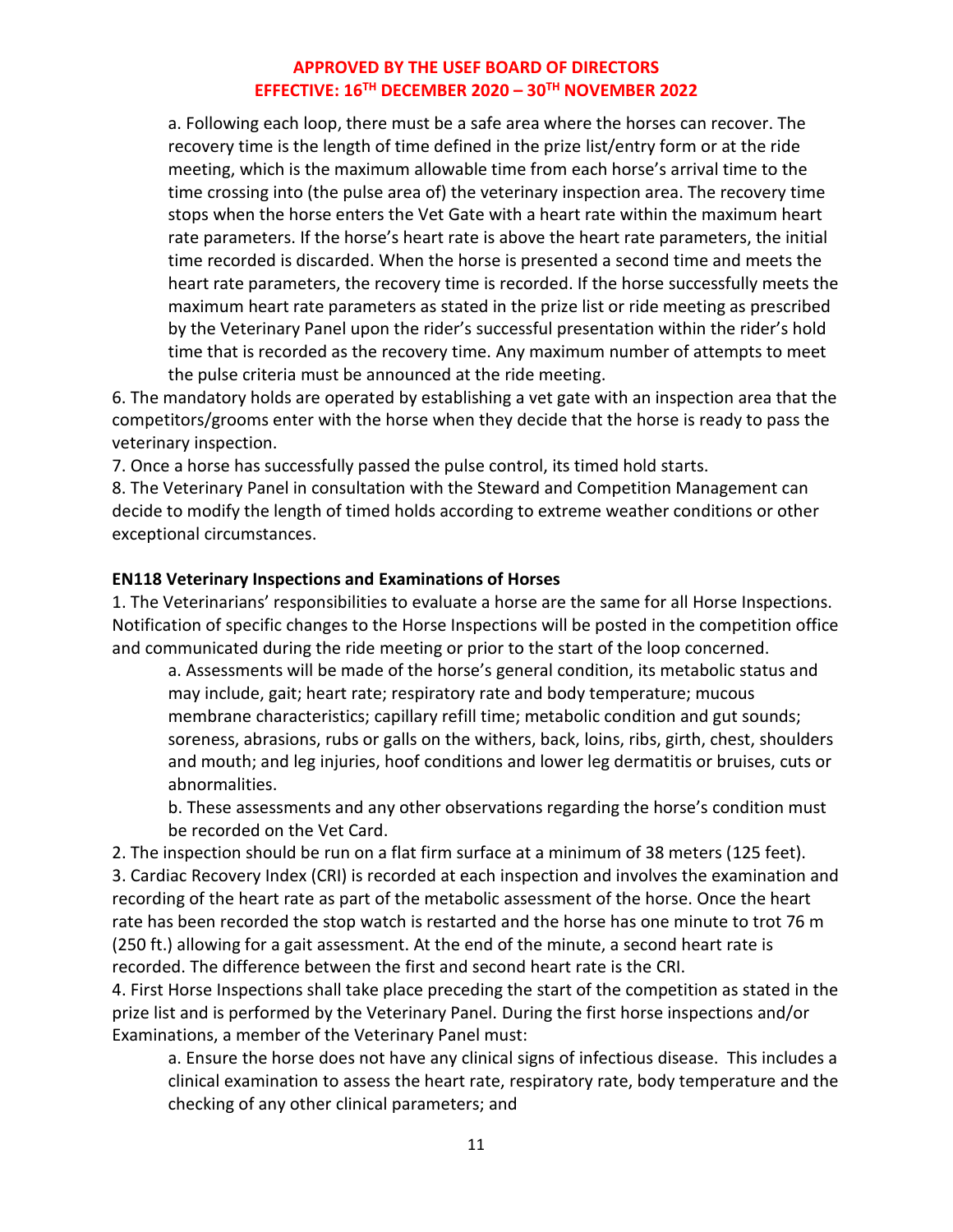a. Following each loop, there must be a safe area where the horses can recover. The recovery time is the length of time defined in the prize list/entry form or at the ride meeting, which is the maximum allowable time from each horse's arrival time to the time crossing into (the pulse area of) the veterinary inspection area. The recovery time stops when the horse enters the Vet Gate with a heart rate within the maximum heart rate parameters. If the horse's heart rate is above the heart rate parameters, the initial time recorded is discarded. When the horse is presented a second time and meets the heart rate parameters, the recovery time is recorded. If the horse successfully meets the maximum heart rate parameters as stated in the prize list or ride meeting as prescribed by the Veterinary Panel upon the rider's successful presentation within the rider's hold time that is recorded as the recovery time. Any maximum number of attempts to meet the pulse criteria must be announced at the ride meeting.

6. The mandatory holds are operated by establishing a vet gate with an inspection area that the competitors/grooms enter with the horse when they decide that the horse is ready to pass the veterinary inspection.

7. Once a horse has successfully passed the pulse control, its timed hold starts.

8. The Veterinary Panel in consultation with the Steward and Competition Management can decide to modify the length of timed holds according to extreme weather conditions or other exceptional circumstances.

**EN118 Veterinary Inspections and Examinations of Horses**

1. The Veterinarians' responsibilities to evaluate a horse are the same for all Horse Inspections. Notification of specific changes to the Horse Inspections will be posted in the competition office and communicated during the ride meeting or prior to the start of the loop concerned.

   a. Assessments will be made of the horse's general condition, its metabolic status and may include, gait; heart rate; respiratory rate and body temperature; mucous membrane characteristics; capillary refill time; metabolic condition and gut sounds; soreness, abrasions, rubs or galls on the withers, back, loins, ribs, girth, chest, shoulders and mouth; and leg injuries, hoof conditions and lower leg dermatitis or bruises, cuts or abnormalities.

   b. These assessments and any other observations regarding the horse's condition must be recorded on the Vet Card.

2. The inspection should be run on a flat firm surface at a minimum of 38 meters (125 feet).

3. Cardiac Recovery Index (CRI) is recorded at each inspection and involves the examination and recording of the heart rate as part of the metabolic assessment of the horse. Once the heart rate has been recorded the stop watch is restarted and the horse has one minute to trot 76 m (250 ft.) allowing for a gait assessment. At the end of the minute, a second heart rate is recorded. The difference between the first and second heart rate is the CRI.

4. First Horse Inspections shall take place preceding the start of the competition as stated in the prize list and is performed by the Veterinary Panel. During the first horse inspections and/or Examinations, a member of the Veterinary Panel must:

   a. Ensure the horse does not have any clinical signs of infectious disease. This includes a clinical examination to assess the heart rate, respiratory rate, body temperature and the checking of any other clinical parameters; and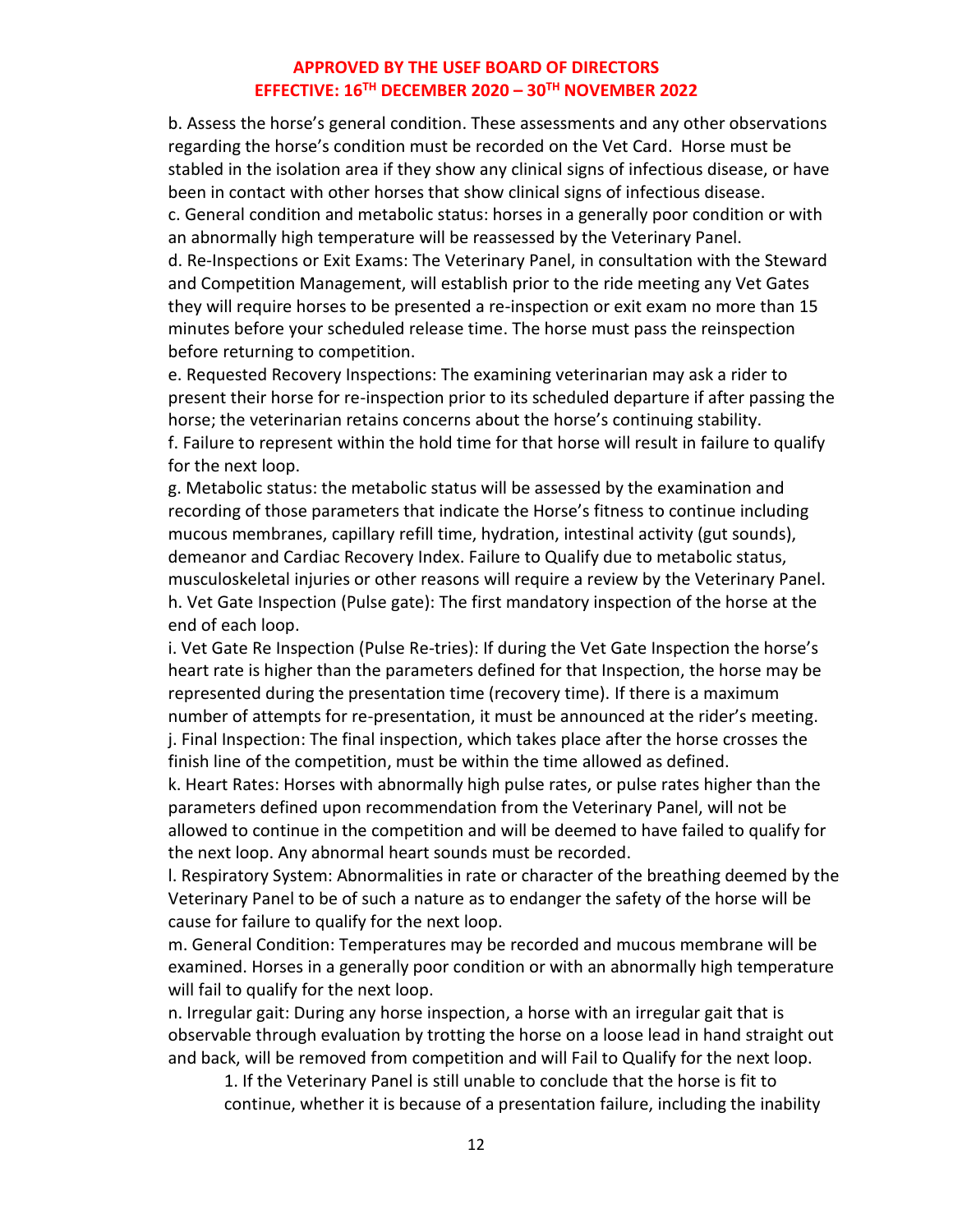b. Assess the horse's general condition. These assessments and any other observations regarding the horse's condition must be recorded on the Vet Card. Horse must be stabled in the isolation area if they show any clinical signs of infectious disease, or have been in contact with other horses that show clinical signs of infectious disease.

c. General condition and metabolic status: horses in a generally poor condition or with an abnormally high temperature will be reassessed by the Veterinary Panel.

d. Re-Inspections or Exit Exams: The Veterinary Panel, in consultation with the Steward and Competition Management, will establish prior to the ride meeting any Vet Gates they will require horses to be presented a re-inspection or exit exam no more than 15 minutes before your scheduled release time. The horse must pass the reinspection before returning to competition.

e. Requested Recovery Inspections: The examining veterinarian may ask a rider to present their horse for re-inspection prior to its scheduled departure if after passing the horse; the veterinarian retains concerns about the horse's continuing stability.

f. Failure to represent within the hold time for that horse will result in failure to qualify for the next loop.

g. Metabolic status: the metabolic status will be assessed by the examination and recording of those parameters that indicate the Horse's fitness to continue including mucous membranes, capillary refill time, hydration, intestinal activity (gut sounds), demeanor and Cardiac Recovery Index. Failure to Qualify due to metabolic status, musculoskeletal injuries or other reasons will require a review by the Veterinary Panel.

h. Vet Gate Inspection (Pulse gate): The first mandatory inspection of the horse at the end of each loop.

i. Vet Gate Re Inspection (Pulse Re-tries): If during the Vet Gate Inspection the horse's heart rate is higher than the parameters defined for that Inspection, the horse may be represented during the presentation time (recovery time). If there is a maximum number of attempts for re-presentation, it must be announced at the rider's meeting.

j. Final Inspection: The final inspection, which takes place after the horse crosses the finish line of the competition, must be within the time allowed as defined.

k. Heart Rates: Horses with abnormally high pulse rates, or pulse rates higher than the parameters defined upon recommendation from the Veterinary Panel, will not be allowed to continue in the competition and will be deemed to have failed to qualify for the next loop. Any abnormal heart sounds must be recorded.

l. Respiratory System: Abnormalities in rate or character of the breathing deemed by the Veterinary Panel to be of such a nature as to endanger the safety of the horse will be cause for failure to qualify for the next loop.

m. General Condition: Temperatures may be recorded and mucous membrane will be examined. Horses in a generally poor condition or with an abnormally high temperature will fail to qualify for the next loop.

n. Irregular gait: During any horse inspection, a horse with an irregular gait that is observable through evaluation by trotting the horse on a loose lead in hand straight out and back, will be removed from competition and will Fail to Qualify for the next loop.

1. If the Veterinary Panel is still unable to conclude that the horse is fit to continue, whether it is because of a presentation failure, including the inability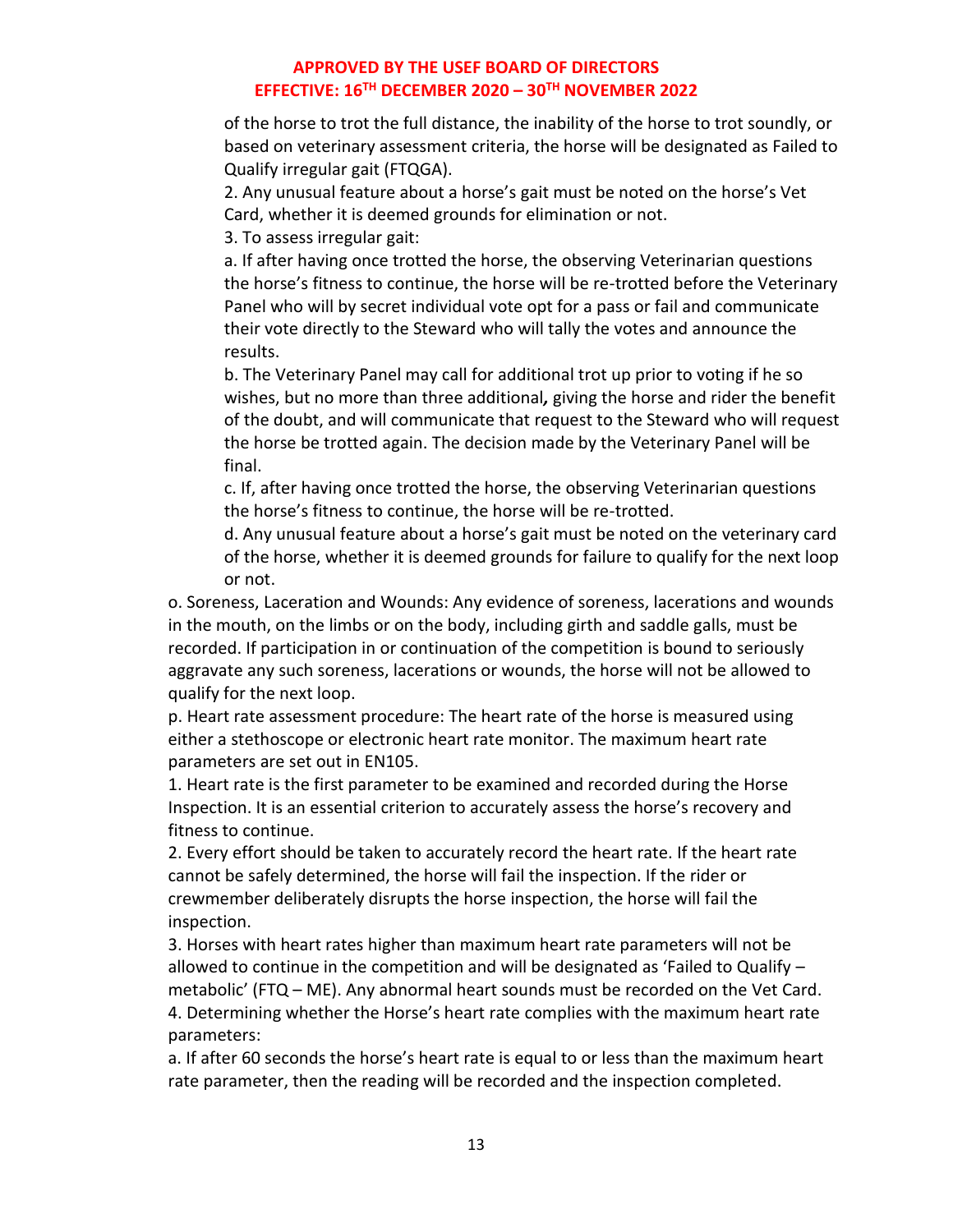of the horse to trot the full distance, the inability of the horse to trot soundly, or based on veterinary assessment criteria, the horse will be designated as Failed to Qualify irregular gait (FTQGA).

2. Any unusual feature about a horse's gait must be noted on the horse's Vet Card, whether it is deemed grounds for elimination or not.

3. To assess irregular gait:

a. If after having once trotted the horse, the observing Veterinarian questions the horse's fitness to continue, the horse will be re-trotted before the Veterinary Panel who will by secret individual vote opt for a pass or fail and communicate their vote directly to the Steward who will tally the votes and announce the results.

b. The Veterinary Panel may call for additional trot up prior to voting if he so wishes, but no more than three additional*,* giving the horse and rider the benefit of the doubt, and will communicate that request to the Steward who will request the horse be trotted again. The decision made by the Veterinary Panel will be final.

c. If, after having once trotted the horse, the observing Veterinarian questions the horse's fitness to continue, the horse will be re-trotted.

d. Any unusual feature about a horse's gait must be noted on the veterinary card of the horse, whether it is deemed grounds for failure to qualify for the next loop or not.

o. Soreness, Laceration and Wounds: Any evidence of soreness, lacerations and wounds in the mouth, on the limbs or on the body, including girth and saddle galls, must be recorded. If participation in or continuation of the competition is bound to seriously aggravate any such soreness, lacerations or wounds, the horse will not be allowed to qualify for the next loop.

p. Heart rate assessment procedure: The heart rate of the horse is measured using either a stethoscope or electronic heart rate monitor. The maximum heart rate parameters are set out in EN105.

1. Heart rate is the first parameter to be examined and recorded during the Horse Inspection. It is an essential criterion to accurately assess the horse's recovery and fitness to continue.

2. Every effort should be taken to accurately record the heart rate. If the heart rate cannot be safely determined, the horse will fail the inspection. If the rider or crewmember deliberately disrupts the horse inspection, the horse will fail the inspection.

3. Horses with heart rates higher than maximum heart rate parameters will not be allowed to continue in the competition and will be designated as 'Failed to Qualify – metabolic' (FTQ – ME). Any abnormal heart sounds must be recorded on the Vet Card.

4. Determining whether the Horse's heart rate complies with the maximum heart rate parameters:

a. If after 60 seconds the horse's heart rate is equal to or less than the maximum heart rate parameter, then the reading will be recorded and the inspection completed.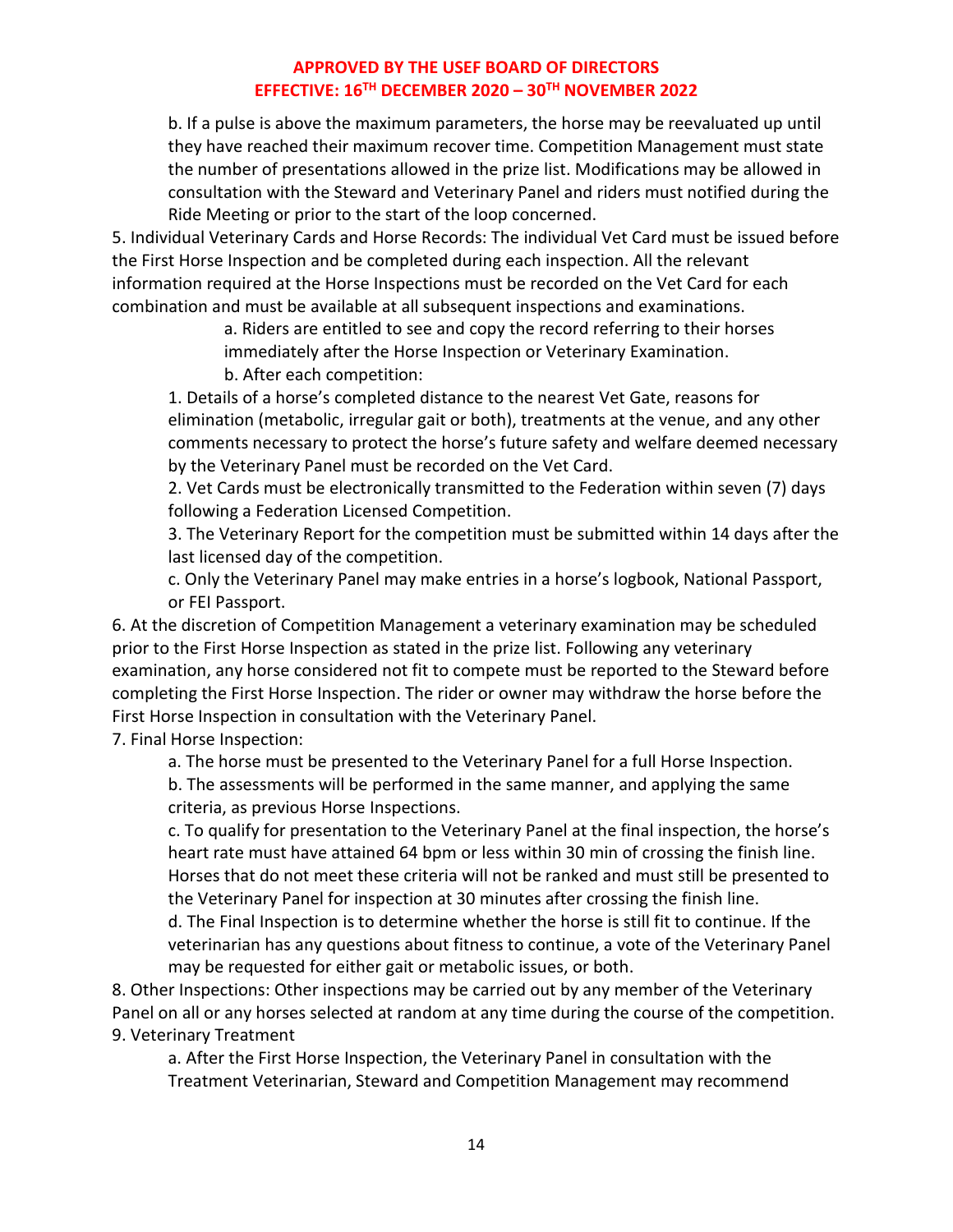b. If a pulse is above the maximum parameters, the horse may be reevaluated up until they have reached their maximum recover time. Competition Management must state the number of presentations allowed in the prize list. Modifications may be allowed in consultation with the Steward and Veterinary Panel and riders must notified during the Ride Meeting or prior to the start of the loop concerned.

5. Individual Veterinary Cards and Horse Records: The individual Vet Card must be issued before the First Horse Inspection and be completed during each inspection. All the relevant information required at the Horse Inspections must be recorded on the Vet Card for each combination and must be available at all subsequent inspections and examinations.

   a. Riders are entitled to see and copy the record referring to their horses immediately after the Horse Inspection or Veterinary Examination.

   b. After each competition:

   1. Details of a horse's completed distance to the nearest Vet Gate, reasons for elimination (metabolic, irregular gait or both), treatments at the venue, and any other comments necessary to protect the horse's future safety and welfare deemed necessary by the Veterinary Panel must be recorded on the Vet Card.

   2. Vet Cards must be electronically transmitted to the Federation within seven (7) days following a Federation Licensed Competition.

   3. The Veterinary Report for the competition must be submitted within 14 days after the last licensed day of the competition.

   c. Only the Veterinary Panel may make entries in a horse's logbook, National Passport, or FEI Passport.

6. At the discretion of Competition Management a veterinary examination may be scheduled prior to the First Horse Inspection as stated in the prize list. Following any veterinary examination, any horse considered not fit to compete must be reported to the Steward before completing the First Horse Inspection. The rider or owner may withdraw the horse before the First Horse Inspection in consultation with the Veterinary Panel.

7. Final Horse Inspection:

   a. The horse must be presented to the Veterinary Panel for a full Horse Inspection.

   b. The assessments will be performed in the same manner, and applying the same criteria, as previous Horse Inspections.

   c. To qualify for presentation to the Veterinary Panel at the final inspection, the horse's heart rate must have attained 64 bpm or less within 30 min of crossing the finish line. Horses that do not meet these criteria will not be ranked and must still be presented to the Veterinary Panel for inspection at 30 minutes after crossing the finish line.

   d. The Final Inspection is to determine whether the horse is still fit to continue. If the veterinarian has any questions about fitness to continue, a vote of the Veterinary Panel may be requested for either gait or metabolic issues, or both.

8. Other Inspections: Other inspections may be carried out by any member of the Veterinary Panel on all or any horses selected at random at any time during the course of the competition.

9. Veterinary Treatment

   a. After the First Horse Inspection, the Veterinary Panel in consultation with the Treatment Veterinarian, Steward and Competition Management may recommend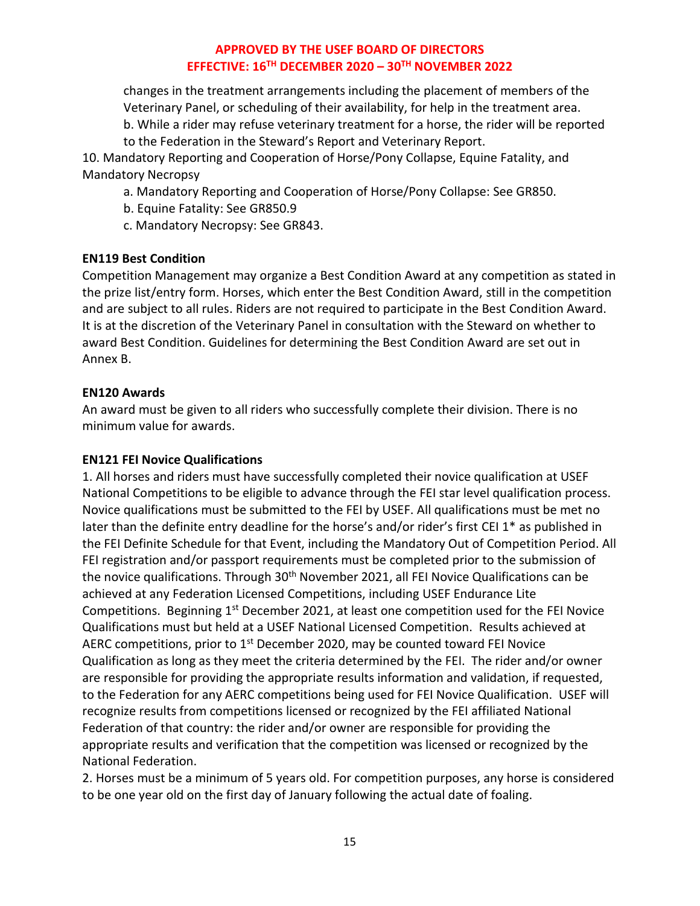changes in the treatment arrangements including the placement of members of the Veterinary Panel, or scheduling of their availability, for help in the treatment area.

b. While a rider may refuse veterinary treatment for a horse, the rider will be reported to the Federation in the Steward's Report and Veterinary Report.

10. Mandatory Reporting and Cooperation of Horse/Pony Collapse, Equine Fatality, and Mandatory Necropsy

a. Mandatory Reporting and Cooperation of Horse/Pony Collapse: See GR850.

b. Equine Fatality: See GR850.9

c. Mandatory Necropsy: See GR843.

**EN119 Best Condition**

Competition Management may organize a Best Condition Award at any competition as stated in the prize list/entry form. Horses, which enter the Best Condition Award, still in the competition and are subject to all rules. Riders are not required to participate in the Best Condition Award. It is at the discretion of the Veterinary Panel in consultation with the Steward on whether to award Best Condition. Guidelines for determining the Best Condition Award are set out in Annex B.

**EN120 Awards**

An award must be given to all riders who successfully complete their division. There is no minimum value for awards.

**EN121 FEI Novice Qualifications**

1. All horses and riders must have successfully completed their novice qualification at USEF National Competitions to be eligible to advance through the FEI star level qualification process. Novice qualifications must be submitted to the FEI by USEF. All qualifications must be met no later than the definite entry deadline for the horse's and/or rider's first CEI 1* as published in the FEI Definite Schedule for that Event, including the Mandatory Out of Competition Period. All FEI registration and/or passport requirements must be completed prior to the submission of the novice qualifications. Through 30th November 2021, all FEI Novice Qualifications can be achieved at any Federation Licensed Competitions, including USEF Endurance Lite Competitions. Beginning 1st December 2021, at least one competition used for the FEI Novice Qualifications must but held at a USEF National Licensed Competition. Results achieved at AERC competitions, prior to 1st December 2020, may be counted toward FEI Novice Qualification as long as they meet the criteria determined by the FEI. The rider and/or owner are responsible for providing the appropriate results information and validation, if requested, to the Federation for any AERC competitions being used for FEI Novice Qualification. USEF will recognize results from competitions licensed or recognized by the FEI affiliated National Federation of that country: the rider and/or owner are responsible for providing the appropriate results and verification that the competition was licensed or recognized by the National Federation.

2. Horses must be a minimum of 5 years old. For competition purposes, any horse is considered to be one year old on the first day of January following the actual date of foaling.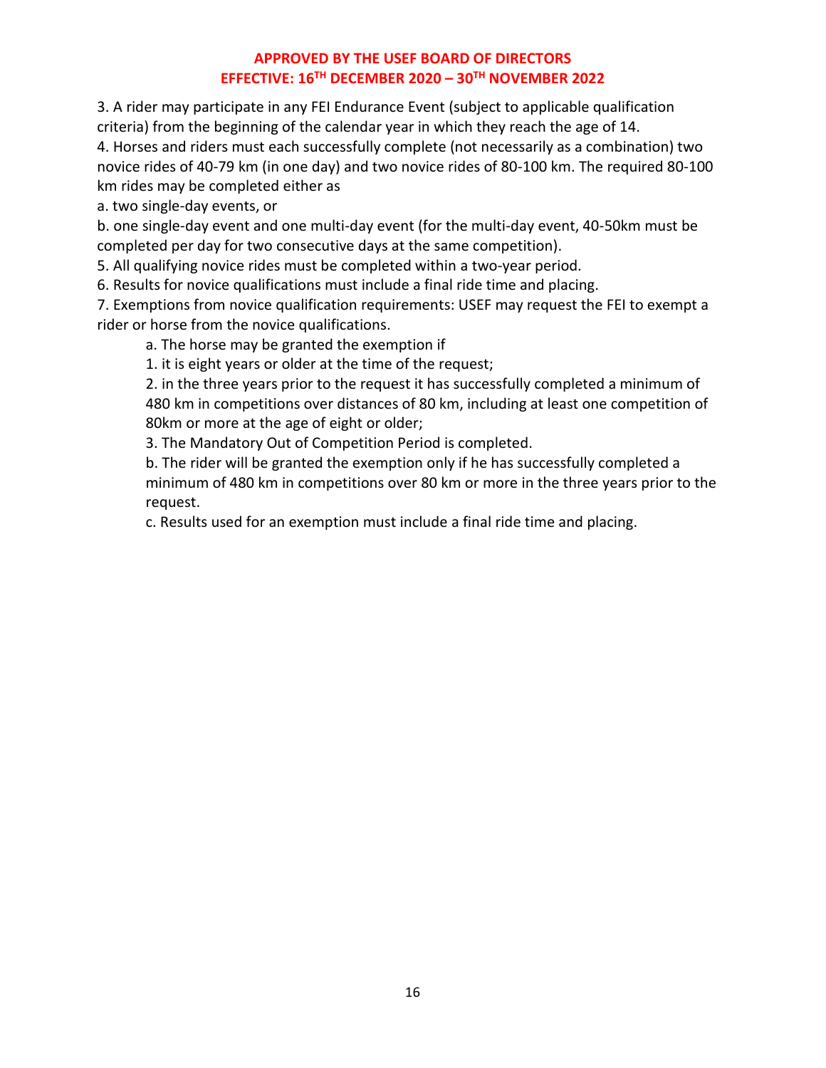**APPROVED BY THE USEF BOARD OF DIRECTORS**
**EFFECTIVE: 16TH DECEMBER 2020 – 30TH NOVEMBER 2022**

3. A rider may participate in any FEI Endurance Event (subject to applicable qualification criteria) from the beginning of the calendar year in which they reach the age of 14.

4. Horses and riders must each successfully complete (not necessarily as a combination) two novice rides of 40-79 km (in one day) and two novice rides of 80-100 km. The required 80-100 km rides may be completed either as

a. two single-day events, or

b. one single-day event and one multi-day event (for the multi-day event, 40-50km must be completed per day for two consecutive days at the same competition).

5. All qualifying novice rides must be completed within a two-year period.

6. Results for novice qualifications must include a final ride time and placing.

7. Exemptions from novice qualification requirements: USEF may request the FEI to exempt a rider or horse from the novice qualifications.

> a. The horse may be granted the exemption if
>
> 1. it is eight years or older at the time of the request;
>
> 2. in the three years prior to the request it has successfully completed a minimum of 480 km in competitions over distances of 80 km, including at least one competition of 80km or more at the age of eight or older;
>
> 3. The Mandatory Out of Competition Period is completed.
>
> b. The rider will be granted the exemption only if he has successfully completed a minimum of 480 km in competitions over 80 km or more in the three years prior to the request.
>
> c. Results used for an exemption must include a final ride time and placing.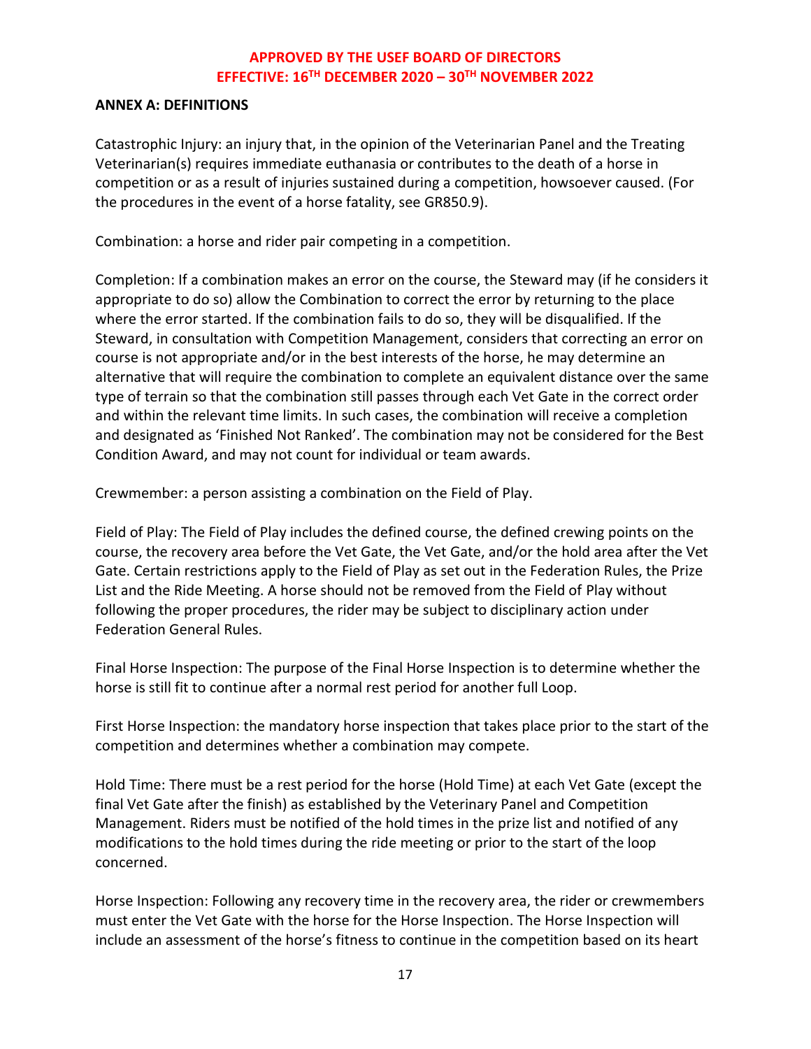## ANNEX A: DEFINITIONS

Catastrophic Injury: an injury that, in the opinion of the Veterinarian Panel and the Treating Veterinarian(s) requires immediate euthanasia or contributes to the death of a horse in competition or as a result of injuries sustained during a competition, howsoever caused. (For the procedures in the event of a horse fatality, see GR850.9).

Combination: a horse and rider pair competing in a competition.

Completion: If a combination makes an error on the course, the Steward may (if he considers it appropriate to do so) allow the Combination to correct the error by returning to the place where the error started. If the combination fails to do so, they will be disqualified. If the Steward, in consultation with Competition Management, considers that correcting an error on course is not appropriate and/or in the best interests of the horse, he may determine an alternative that will require the combination to complete an equivalent distance over the same type of terrain so that the combination still passes through each Vet Gate in the correct order and within the relevant time limits. In such cases, the combination will receive a completion and designated as 'Finished Not Ranked'. The combination may not be considered for the Best Condition Award, and may not count for individual or team awards.

Crewmember: a person assisting a combination on the Field of Play.

Field of Play: The Field of Play includes the defined course, the defined crewing points on the course, the recovery area before the Vet Gate, the Vet Gate, and/or the hold area after the Vet Gate. Certain restrictions apply to the Field of Play as set out in the Federation Rules, the Prize List and the Ride Meeting. A horse should not be removed from the Field of Play without following the proper procedures, the rider may be subject to disciplinary action under Federation General Rules.

Final Horse Inspection: The purpose of the Final Horse Inspection is to determine whether the horse is still fit to continue after a normal rest period for another full Loop.

First Horse Inspection: the mandatory horse inspection that takes place prior to the start of the competition and determines whether a combination may compete.

Hold Time: There must be a rest period for the horse (Hold Time) at each Vet Gate (except the final Vet Gate after the finish) as established by the Veterinary Panel and Competition Management. Riders must be notified of the hold times in the prize list and notified of any modifications to the hold times during the ride meeting or prior to the start of the loop concerned.

Horse Inspection: Following any recovery time in the recovery area, the rider or crewmembers must enter the Vet Gate with the horse for the Horse Inspection. The Horse Inspection will include an assessment of the horse's fitness to continue in the competition based on its heart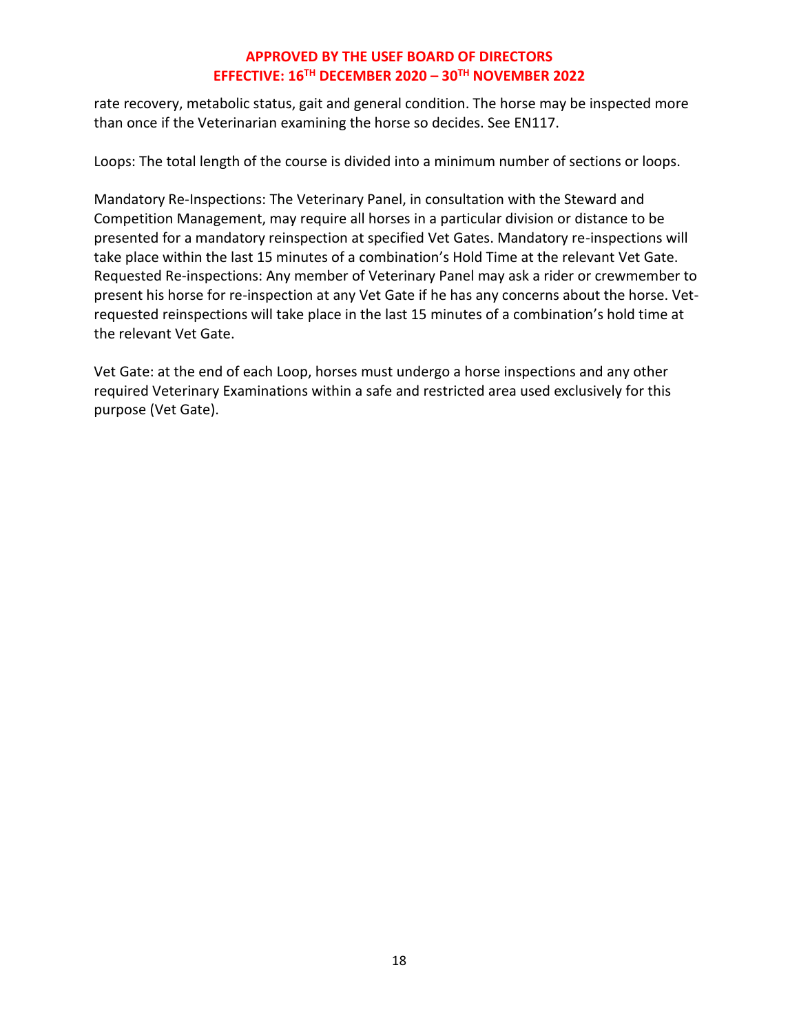rate recovery, metabolic status, gait and general condition. The horse may be inspected more than once if the Veterinarian examining the horse so decides. See EN117.

Loops: The total length of the course is divided into a minimum number of sections or loops.

Mandatory Re-Inspections: The Veterinary Panel, in consultation with the Steward and Competition Management, may require all horses in a particular division or distance to be presented for a mandatory reinspection at specified Vet Gates. Mandatory re-inspections will take place within the last 15 minutes of a combination's Hold Time at the relevant Vet Gate.
Requested Re-inspections: Any member of Veterinary Panel may ask a rider or crewmember to present his horse for re-inspection at any Vet Gate if he has any concerns about the horse. Vet-requested reinspections will take place in the last 15 minutes of a combination's hold time at the relevant Vet Gate.

Vet Gate: at the end of each Loop, horses must undergo a horse inspections and any other required Veterinary Examinations within a safe and restricted area used exclusively for this purpose (Vet Gate).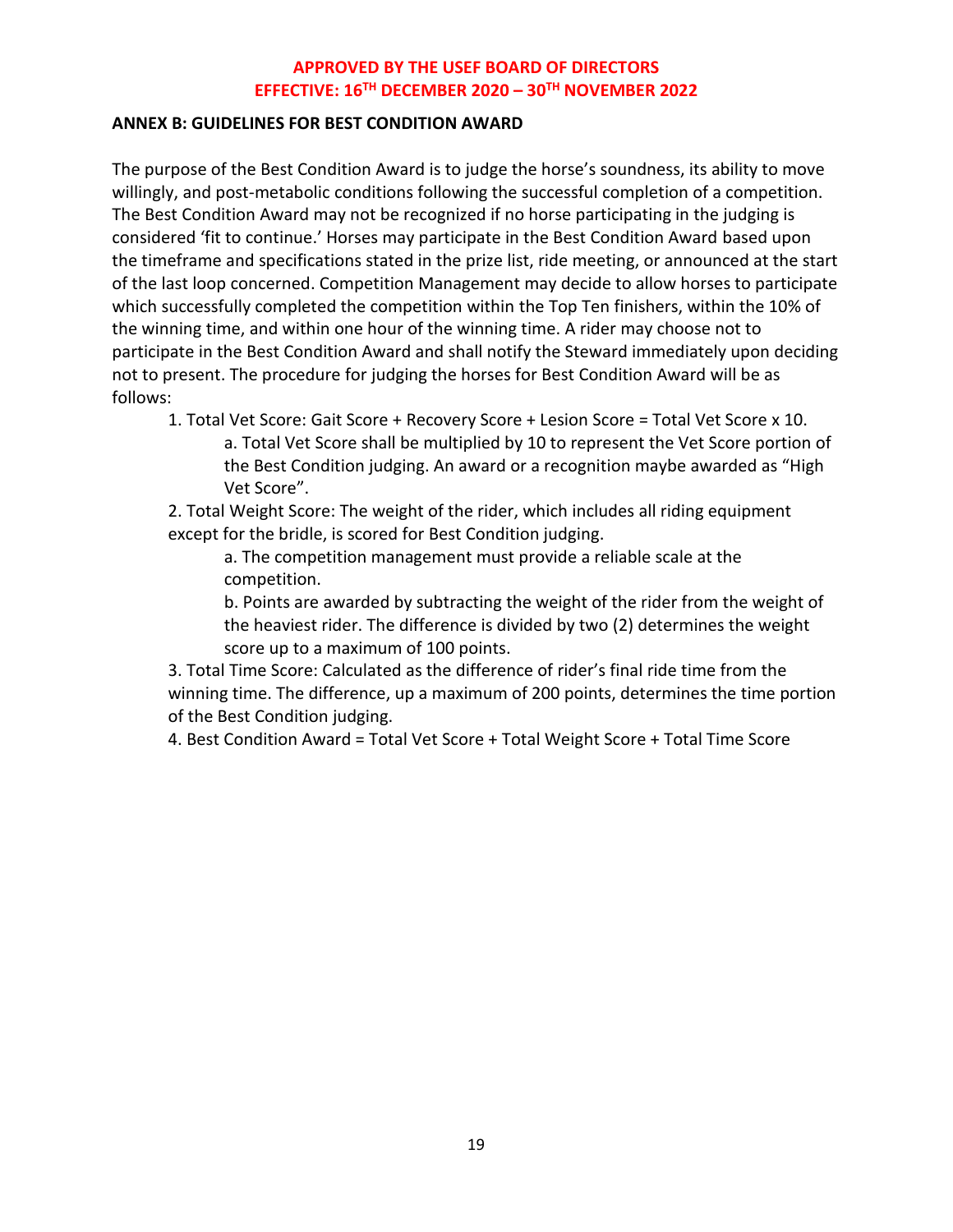**APPROVED BY THE USEF BOARD OF DIRECTORS**
**EFFECTIVE: 16TH DECEMBER 2020 – 30TH NOVEMBER 2022**

## ANNEX B: GUIDELINES FOR BEST CONDITION AWARD

The purpose of the Best Condition Award is to judge the horse's soundness, its ability to move willingly, and post-metabolic conditions following the successful completion of a competition. The Best Condition Award may not be recognized if no horse participating in the judging is considered 'fit to continue.' Horses may participate in the Best Condition Award based upon the timeframe and specifications stated in the prize list, ride meeting, or announced at the start of the last loop concerned. Competition Management may decide to allow horses to participate which successfully completed the competition within the Top Ten finishers, within the 10% of the winning time, and within one hour of the winning time. A rider may choose not to participate in the Best Condition Award and shall notify the Steward immediately upon deciding not to present. The procedure for judging the horses for Best Condition Award will be as follows:

1. Total Vet Score: Gait Score + Recovery Score + Lesion Score = Total Vet Score x 10.
   a. Total Vet Score shall be multiplied by 10 to represent the Vet Score portion of the Best Condition judging. An award or a recognition maybe awarded as "High Vet Score".
2. Total Weight Score: The weight of the rider, which includes all riding equipment except for the bridle, is scored for Best Condition judging.
   a. The competition management must provide a reliable scale at the competition.
   b. Points are awarded by subtracting the weight of the rider from the weight of the heaviest rider. The difference is divided by two (2) determines the weight score up to a maximum of 100 points.
3. Total Time Score: Calculated as the difference of rider's final ride time from the winning time. The difference, up a maximum of 200 points, determines the time portion of the Best Condition judging.
4. Best Condition Award = Total Vet Score + Total Weight Score + Total Time Score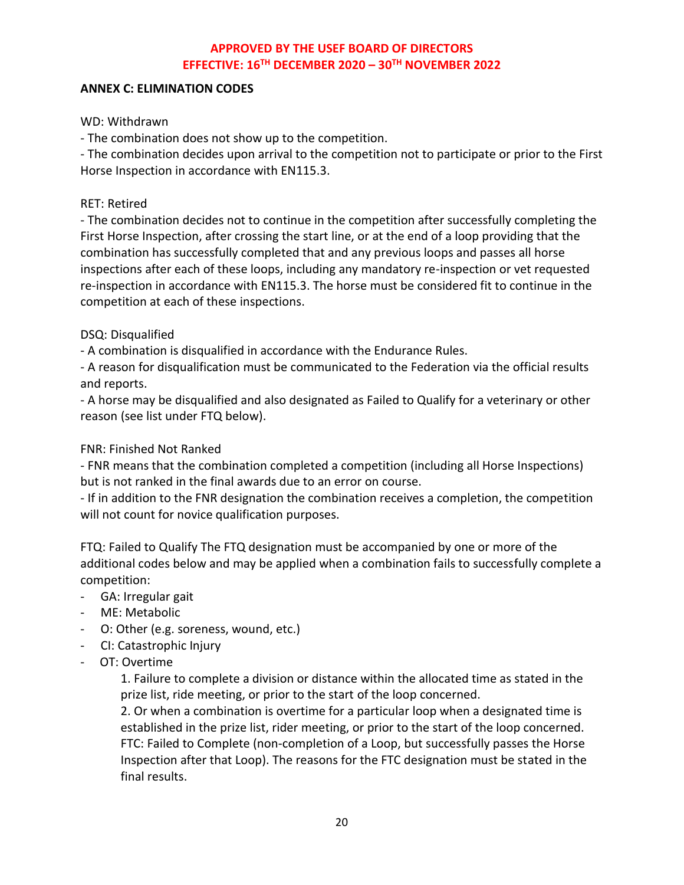**APPROVED BY THE USEF BOARD OF DIRECTORS**
**EFFECTIVE: 16TH DECEMBER 2020 – 30TH NOVEMBER 2022**

**ANNEX C: ELIMINATION CODES**

WD: Withdrawn

- The combination does not show up to the competition.
- The combination decides upon arrival to the competition not to participate or prior to the First Horse Inspection in accordance with EN115.3.

RET: Retired

- The combination decides not to continue in the competition after successfully completing the First Horse Inspection, after crossing the start line, or at the end of a loop providing that the combination has successfully completed that and any previous loops and passes all horse inspections after each of these loops, including any mandatory re-inspection or vet requested re-inspection in accordance with EN115.3. The horse must be considered fit to continue in the competition at each of these inspections.

DSQ: Disqualified

- A combination is disqualified in accordance with the Endurance Rules.
- A reason for disqualification must be communicated to the Federation via the official results and reports.
- A horse may be disqualified and also designated as Failed to Qualify for a veterinary or other reason (see list under FTQ below).

FNR: Finished Not Ranked

- FNR means that the combination completed a competition (including all Horse Inspections) but is not ranked in the final awards due to an error on course.
- If in addition to the FNR designation the combination receives a completion, the competition will not count for novice qualification purposes.

FTQ: Failed to Qualify The FTQ designation must be accompanied by one or more of the additional codes below and may be applied when a combination fails to successfully complete a competition:

- GA: Irregular gait
- ME: Metabolic
- O: Other (e.g. soreness, wound, etc.)
- CI: Catastrophic Injury
- OT: Overtime

    1. Failure to complete a division or distance within the allocated time as stated in the prize list, ride meeting, or prior to the start of the loop concerned.
    2. Or when a combination is overtime for a particular loop when a designated time is established in the prize list, rider meeting, or prior to the start of the loop concerned.

    FTC: Failed to Complete (non-completion of a Loop, but successfully passes the Horse Inspection after that Loop). The reasons for the FTC designation must be stated in the final results.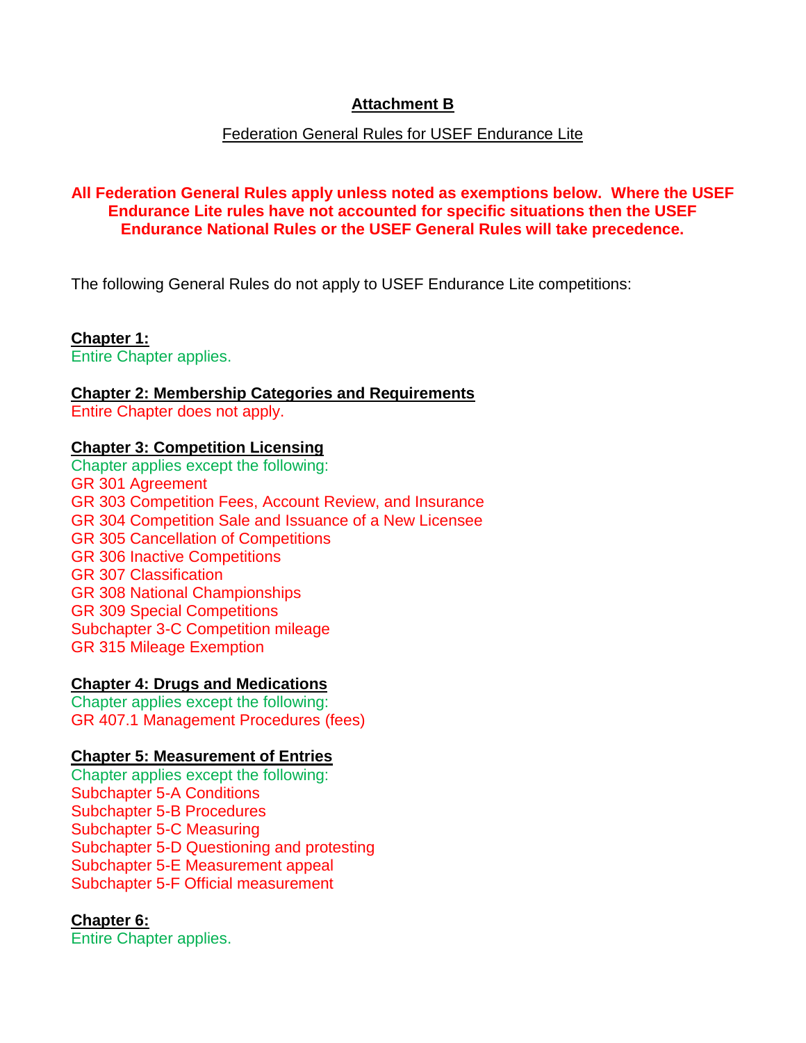**Attachment B**

Federation General Rules for USEF Endurance Lite

**All Federation General Rules apply unless noted as exemptions below. Where the USEF Endurance Lite rules have not accounted for specific situations then the USEF Endurance National Rules or the USEF General Rules will take precedence.**

The following General Rules do not apply to USEF Endurance Lite competitions:

**Chapter 1:**
Entire Chapter applies.

**Chapter 2: Membership Categories and Requirements**
Entire Chapter does not apply.

**Chapter 3: Competition Licensing**
Chapter applies except the following:
GR 301 Agreement
GR 303 Competition Fees, Account Review, and Insurance
GR 304 Competition Sale and Issuance of a New Licensee
GR 305 Cancellation of Competitions
GR 306 Inactive Competitions
GR 307 Classification
GR 308 National Championships
GR 309 Special Competitions
Subchapter 3-C Competition mileage
GR 315 Mileage Exemption

**Chapter 4: Drugs and Medications**
Chapter applies except the following:
GR 407.1 Management Procedures (fees)

**Chapter 5: Measurement of Entries**
Chapter applies except the following:
Subchapter 5-A Conditions
Subchapter 5-B Procedures
Subchapter 5-C Measuring
Subchapter 5-D Questioning and protesting
Subchapter 5-E Measurement appeal
Subchapter 5-F Official measurement

**Chapter 6:**
Entire Chapter applies.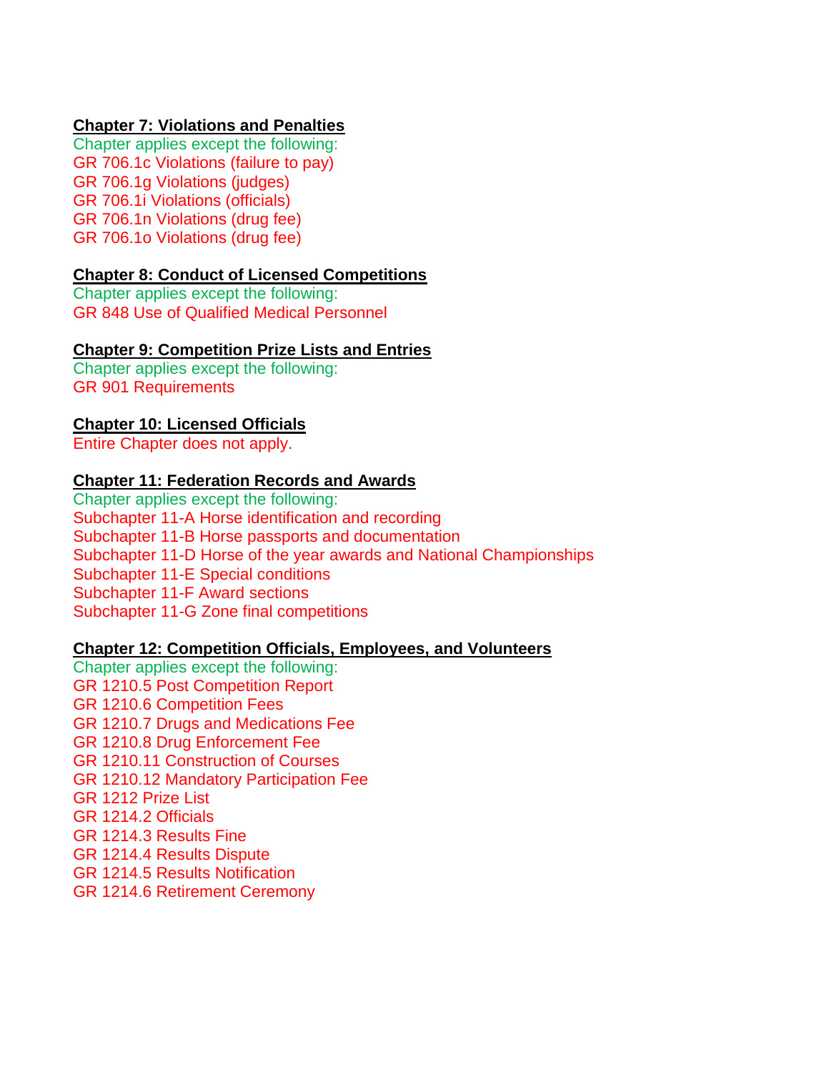**Chapter 7: Violations and Penalties**

Chapter applies except the following:
GR 706.1c Violations (failure to pay)
GR 706.1g Violations (judges)
GR 706.1i Violations (officials)
GR 706.1n Violations (drug fee)
GR 706.1o Violations (drug fee)

**Chapter 8: Conduct of Licensed Competitions**

Chapter applies except the following:
GR 848 Use of Qualified Medical Personnel

**Chapter 9: Competition Prize Lists and Entries**

Chapter applies except the following:
GR 901 Requirements

**Chapter 10: Licensed Officials**

Entire Chapter does not apply.

**Chapter 11: Federation Records and Awards**

Chapter applies except the following:
Subchapter 11-A Horse identification and recording
Subchapter 11-B Horse passports and documentation
Subchapter 11-D Horse of the year awards and National Championships
Subchapter 11-E Special conditions
Subchapter 11-F Award sections
Subchapter 11-G Zone final competitions

**Chapter 12: Competition Officials, Employees, and Volunteers**

Chapter applies except the following:
GR 1210.5 Post Competition Report
GR 1210.6 Competition Fees
GR 1210.7 Drugs and Medications Fee
GR 1210.8 Drug Enforcement Fee
GR 1210.11 Construction of Courses
GR 1210.12 Mandatory Participation Fee
GR 1212 Prize List
GR 1214.2 Officials
GR 1214.3 Results Fine
GR 1214.4 Results Dispute
GR 1214.5 Results Notification
GR 1214.6 Retirement Ceremony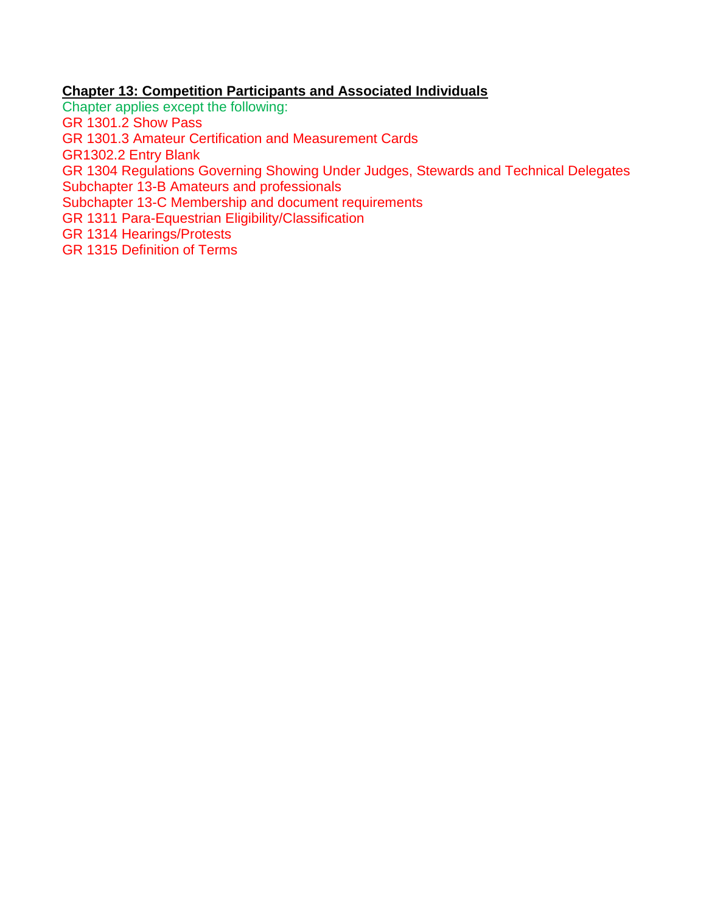**Chapter 13: Competition Participants and Associated Individuals**

Chapter applies except the following:

GR 1301.2 Show Pass

GR 1301.3 Amateur Certification and Measurement Cards

GR1302.2 Entry Blank

GR 1304 Regulations Governing Showing Under Judges, Stewards and Technical Delegates

Subchapter 13-B Amateurs and professionals

Subchapter 13-C Membership and document requirements

GR 1311 Para-Equestrian Eligibility/Classification

GR 1314 Hearings/Protests

GR 1315 Definition of Terms